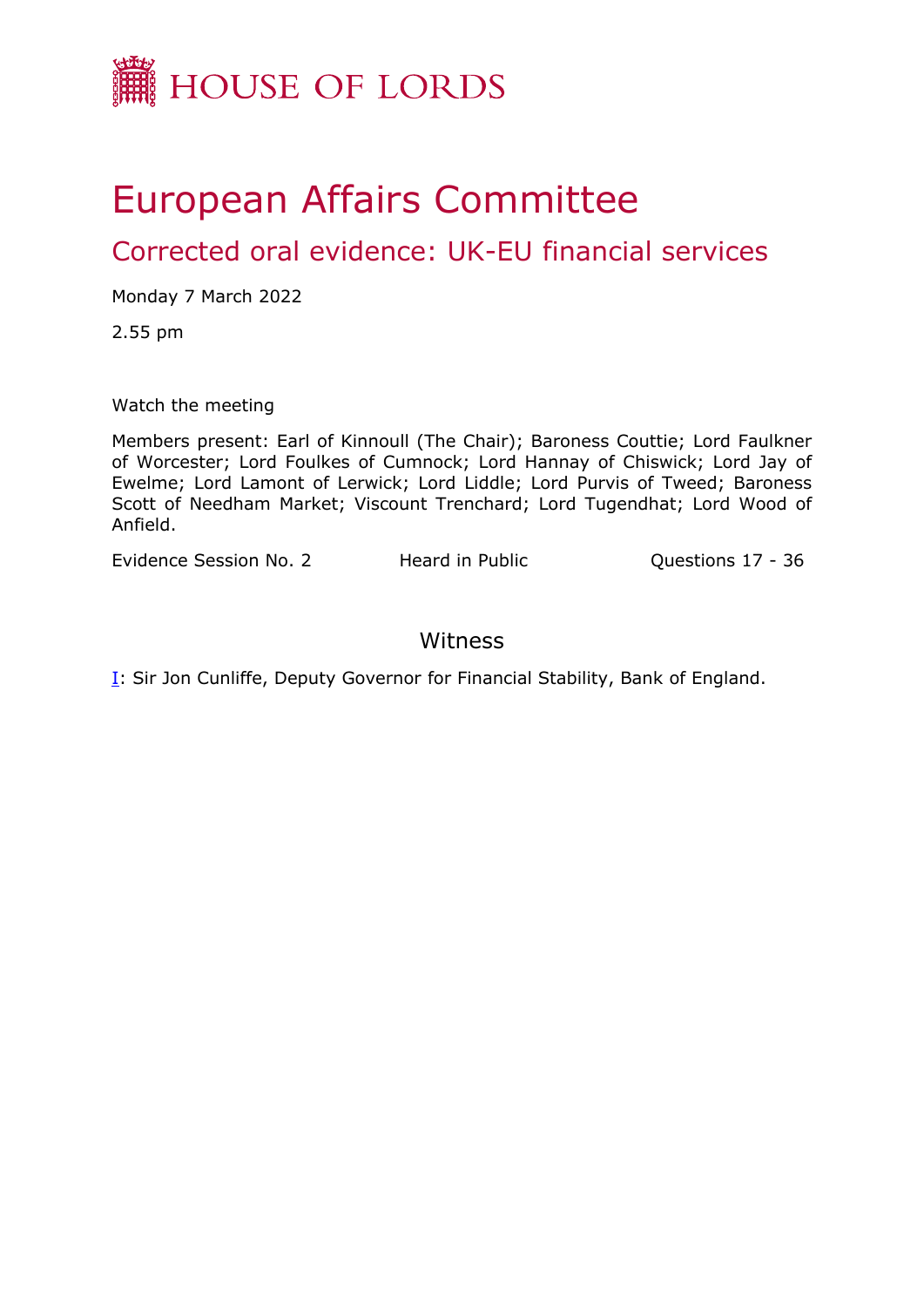HOUSE OF LORDS

# European Affairs Committee

## Corrected oral evidence: UK-EU financial services

Monday 7 March 2022

2.55 pm

Watch the meeting

Members present: Earl of Kinnoull (The Chair); Baroness Couttie; Lord Faulkner of Worcester; Lord Foulkes of Cumnock; Lord Hannay of Chiswick; Lord Jay of Ewelme; Lord Lamont of Lerwick; Lord Liddle; Lord Purvis of Tweed; Baroness Scott of Needham Market; Viscount Trenchard; Lord Tugendhat; Lord Wood of Anfield.

Evidence Session No. 2 Heard in Public Questions 17 - 36

### Witness

I: Sir Jon Cunliffe, Deputy Governor for Financial Stability, Bank of England.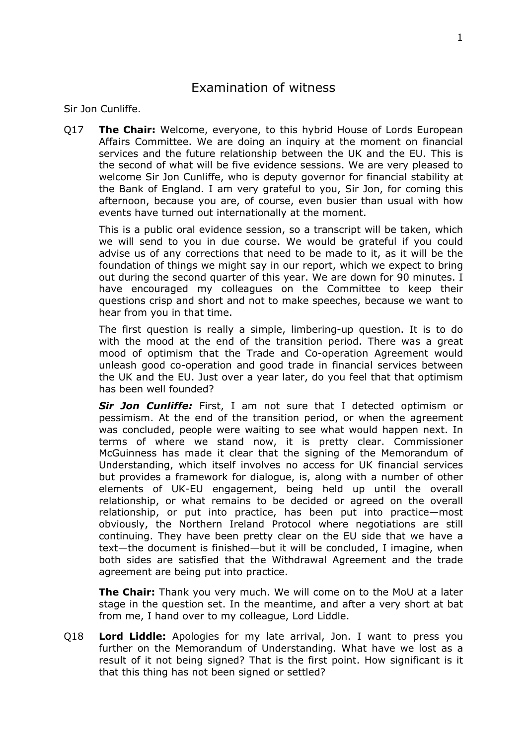# Examination of witness

Sir Jon Cunliffe.

Q17 **The Chair:** Welcome, everyone, to this hybrid House of Lords European Affairs Committee. We are doing an inquiry at the moment on financial services and the future relationship between the UK and the EU. This is the second of what will be five evidence sessions. We are very pleased to welcome Sir Jon Cunliffe, who is deputy governor for financial stability at the Bank of England. I am very grateful to you, Sir Jon, for coming this afternoon, because you are, of course, even busier than usual with how events have turned out internationally at the moment.

This is a public oral evidence session, so a transcript will be taken, which we will send to you in due course. We would be grateful if you could advise us of any corrections that need to be made to it, as it will be the foundation of things we might say in our report, which we expect to bring out during the second quarter of this year. We are down for 90 minutes. I have encouraged my colleagues on the Committee to keep their questions crisp and short and not to make speeches, because we want to hear from you in that time.

The first question is really a simple, limbering-up question. It is to do with the mood at the end of the transition period. There was a great mood of optimism that the Trade and Co-operation Agreement would unleash good co-operation and good trade in financial services between the UK and the EU. Just over a year later, do you feel that that optimism has been well founded?

***Sir Jon Cunliffe:*** First, I am not sure that I detected optimism or pessimism. At the end of the transition period, or when the agreement was concluded, people were waiting to see what would happen next. In terms of where we stand now, it is pretty clear. Commissioner McGuinness has made it clear that the signing of the Memorandum of Understanding, which itself involves no access for UK financial services but provides a framework for dialogue, is, along with a number of other elements of UK-EU engagement, being held up until the overall relationship, or what remains to be decided or agreed on the overall relationship, or put into practice, has been put into practice—most obviously, the Northern Ireland Protocol where negotiations are still continuing. They have been pretty clear on the EU side that we have a text—the document is finished—but it will be concluded, I imagine, when both sides are satisfied that the Withdrawal Agreement and the trade agreement are being put into practice.

**The Chair:** Thank you very much. We will come on to the MoU at a later stage in the question set. In the meantime, and after a very short at bat from me, I hand over to my colleague, Lord Liddle.

Q18 **Lord Liddle:** Apologies for my late arrival, Jon. I want to press you further on the Memorandum of Understanding. What have we lost as a result of it not being signed? That is the first point. How significant is it that this thing has not been signed or settled?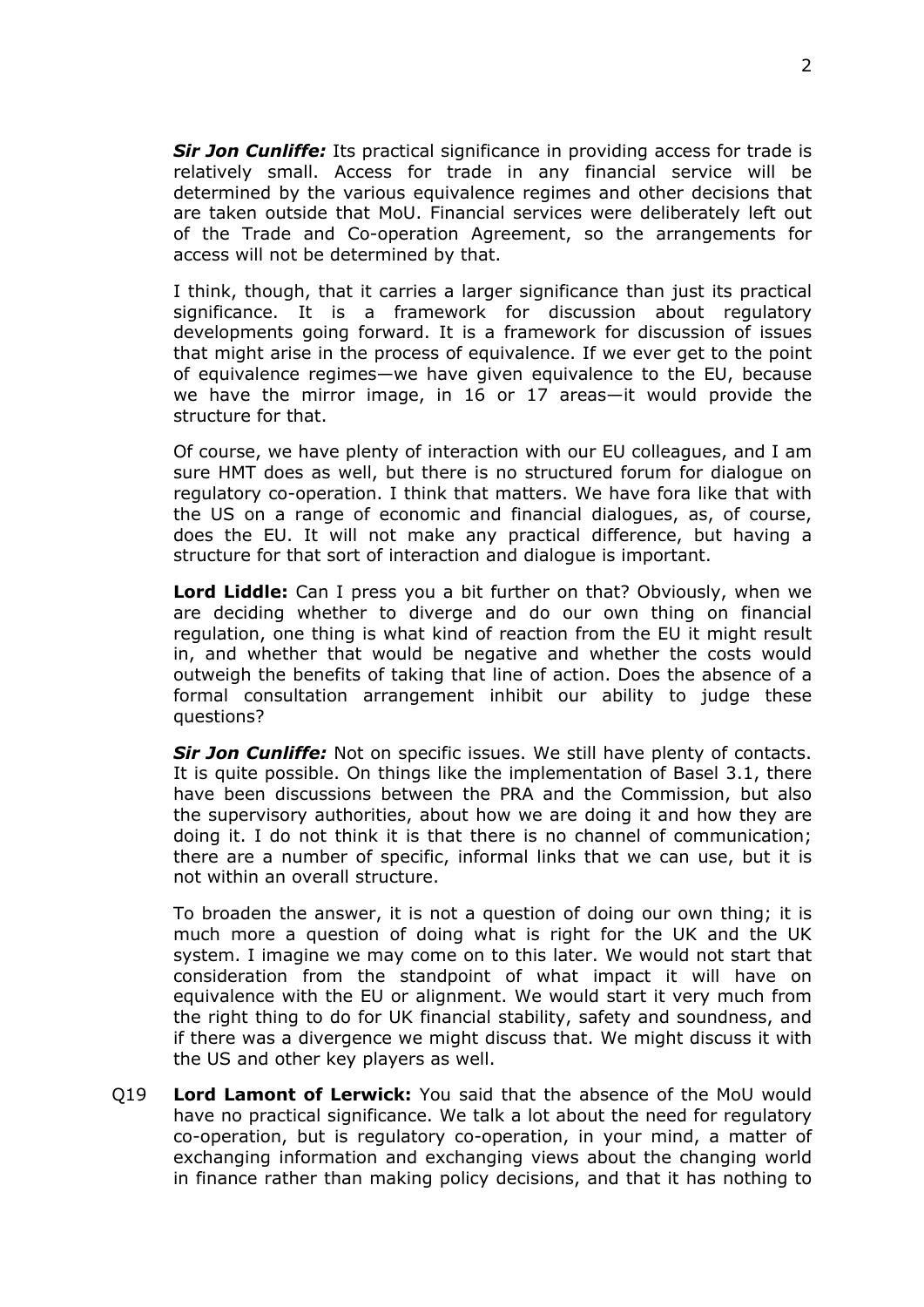***Sir Jon Cunliffe:*** Its practical significance in providing access for trade is relatively small. Access for trade in any financial service will be determined by the various equivalence regimes and other decisions that are taken outside that MoU. Financial services were deliberately left out of the Trade and Co-operation Agreement, so the arrangements for access will not be determined by that.

I think, though, that it carries a larger significance than just its practical significance. It is a framework for discussion about regulatory developments going forward. It is a framework for discussion of issues that might arise in the process of equivalence. If we ever get to the point of equivalence regimes—we have given equivalence to the EU, because we have the mirror image, in 16 or 17 areas—it would provide the structure for that.

Of course, we have plenty of interaction with our EU colleagues, and I am sure HMT does as well, but there is no structured forum for dialogue on regulatory co-operation. I think that matters. We have fora like that with the US on a range of economic and financial dialogues, as, of course, does the EU. It will not make any practical difference, but having a structure for that sort of interaction and dialogue is important.

**Lord Liddle:** Can I press you a bit further on that? Obviously, when we are deciding whether to diverge and do our own thing on financial regulation, one thing is what kind of reaction from the EU it might result in, and whether that would be negative and whether the costs would outweigh the benefits of taking that line of action. Does the absence of a formal consultation arrangement inhibit our ability to judge these questions?

***Sir Jon Cunliffe:*** Not on specific issues. We still have plenty of contacts. It is quite possible. On things like the implementation of Basel 3.1, there have been discussions between the PRA and the Commission, but also the supervisory authorities, about how we are doing it and how they are doing it. I do not think it is that there is no channel of communication; there are a number of specific, informal links that we can use, but it is not within an overall structure.

To broaden the answer, it is not a question of doing our own thing; it is much more a question of doing what is right for the UK and the UK system. I imagine we may come on to this later. We would not start that consideration from the standpoint of what impact it will have on equivalence with the EU or alignment. We would start it very much from the right thing to do for UK financial stability, safety and soundness, and if there was a divergence we might discuss that. We might discuss it with the US and other key players as well.

Q19 **Lord Lamont of Lerwick:** You said that the absence of the MoU would have no practical significance. We talk a lot about the need for regulatory co-operation, but is regulatory co-operation, in your mind, a matter of exchanging information and exchanging views about the changing world in finance rather than making policy decisions, and that it has nothing to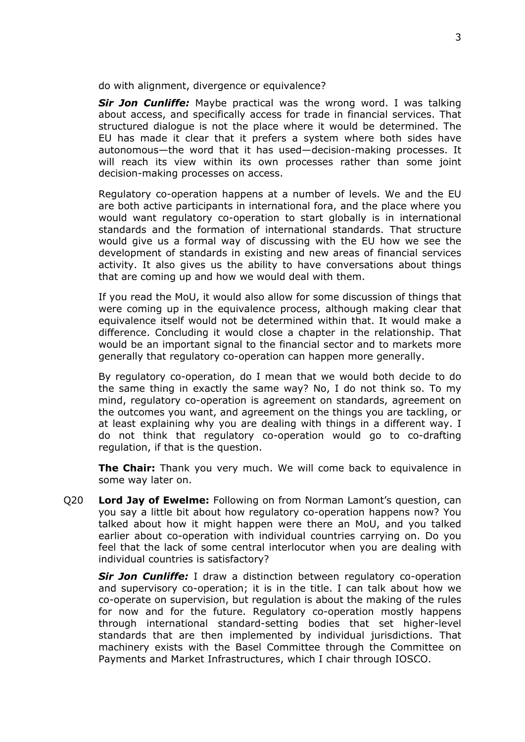do with alignment, divergence or equivalence?

***Sir Jon Cunliffe:*** Maybe practical was the wrong word. I was talking about access, and specifically access for trade in financial services. That structured dialogue is not the place where it would be determined. The EU has made it clear that it prefers a system where both sides have autonomous—the word that it has used—decision-making processes. It will reach its view within its own processes rather than some joint decision-making processes on access.

Regulatory co-operation happens at a number of levels. We and the EU are both active participants in international fora, and the place where you would want regulatory co-operation to start globally is in international standards and the formation of international standards. That structure would give us a formal way of discussing with the EU how we see the development of standards in existing and new areas of financial services activity. It also gives us the ability to have conversations about things that are coming up and how we would deal with them.

If you read the MoU, it would also allow for some discussion of things that were coming up in the equivalence process, although making clear that equivalence itself would not be determined within that. It would make a difference. Concluding it would close a chapter in the relationship. That would be an important signal to the financial sector and to markets more generally that regulatory co-operation can happen more generally.

By regulatory co-operation, do I mean that we would both decide to do the same thing in exactly the same way? No, I do not think so. To my mind, regulatory co-operation is agreement on standards, agreement on the outcomes you want, and agreement on the things you are tackling, or at least explaining why you are dealing with things in a different way. I do not think that regulatory co-operation would go to co-drafting regulation, if that is the question.

**The Chair:** Thank you very much. We will come back to equivalence in some way later on.

Q20 **Lord Jay of Ewelme:** Following on from Norman Lamont's question, can you say a little bit about how regulatory co-operation happens now? You talked about how it might happen were there an MoU, and you talked earlier about co-operation with individual countries carrying on. Do you feel that the lack of some central interlocutor when you are dealing with individual countries is satisfactory?

***Sir Jon Cunliffe:*** I draw a distinction between regulatory co-operation and supervisory co-operation; it is in the title. I can talk about how we co-operate on supervision, but regulation is about the making of the rules for now and for the future. Regulatory co-operation mostly happens through international standard-setting bodies that set higher-level standards that are then implemented by individual jurisdictions. That machinery exists with the Basel Committee through the Committee on Payments and Market Infrastructures, which I chair through IOSCO.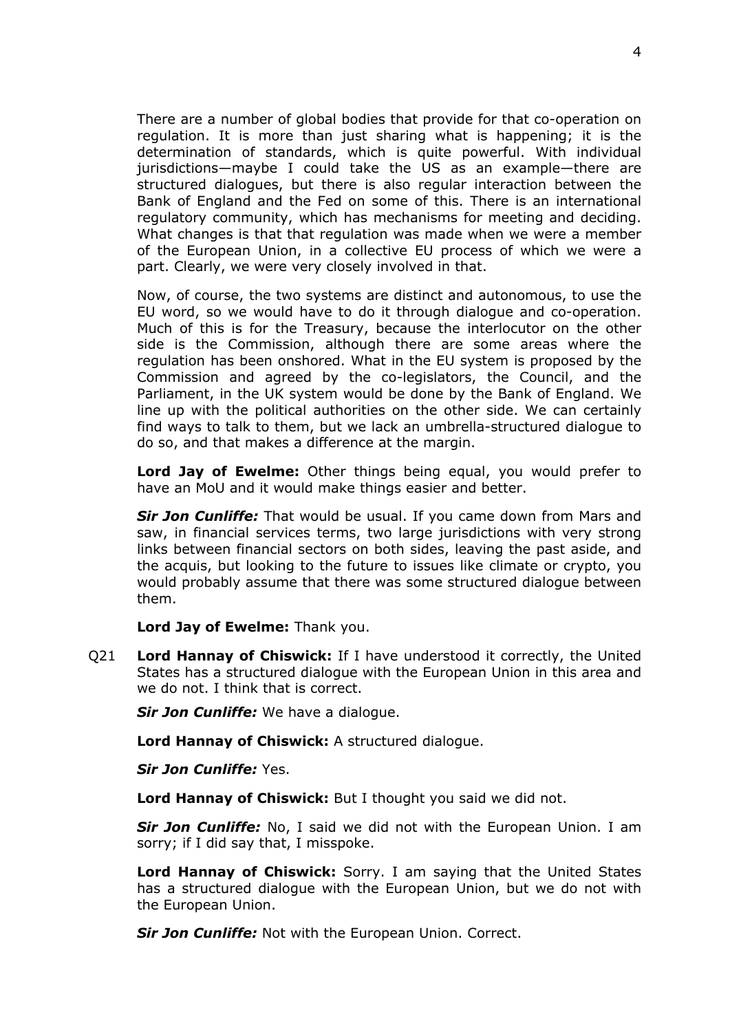There are a number of global bodies that provide for that co-operation on regulation. It is more than just sharing what is happening; it is the determination of standards, which is quite powerful. With individual jurisdictions—maybe I could take the US as an example—there are structured dialogues, but there is also regular interaction between the Bank of England and the Fed on some of this. There is an international regulatory community, which has mechanisms for meeting and deciding. What changes is that that regulation was made when we were a member of the European Union, in a collective EU process of which we were a part. Clearly, we were very closely involved in that.

Now, of course, the two systems are distinct and autonomous, to use the EU word, so we would have to do it through dialogue and co-operation. Much of this is for the Treasury, because the interlocutor on the other side is the Commission, although there are some areas where the regulation has been onshored. What in the EU system is proposed by the Commission and agreed by the co-legislators, the Council, and the Parliament, in the UK system would be done by the Bank of England. We line up with the political authorities on the other side. We can certainly find ways to talk to them, but we lack an umbrella-structured dialogue to do so, and that makes a difference at the margin.

**Lord Jay of Ewelme:** Other things being equal, you would prefer to have an MoU and it would make things easier and better.

***Sir Jon Cunliffe:*** That would be usual. If you came down from Mars and saw, in financial services terms, two large jurisdictions with very strong links between financial sectors on both sides, leaving the past aside, and the acquis, but looking to the future to issues like climate or crypto, you would probably assume that there was some structured dialogue between them.

**Lord Jay of Ewelme:** Thank you.

Q21 **Lord Hannay of Chiswick:** If I have understood it correctly, the United States has a structured dialogue with the European Union in this area and we do not. I think that is correct.

***Sir Jon Cunliffe:*** We have a dialogue.

**Lord Hannay of Chiswick:** A structured dialogue.

***Sir Jon Cunliffe:*** Yes.

**Lord Hannay of Chiswick:** But I thought you said we did not.

***Sir Jon Cunliffe:*** No, I said we did not with the European Union. I am sorry; if I did say that, I misspoke.

**Lord Hannay of Chiswick:** Sorry. I am saying that the United States has a structured dialogue with the European Union, but we do not with the European Union.

***Sir Jon Cunliffe:*** Not with the European Union. Correct.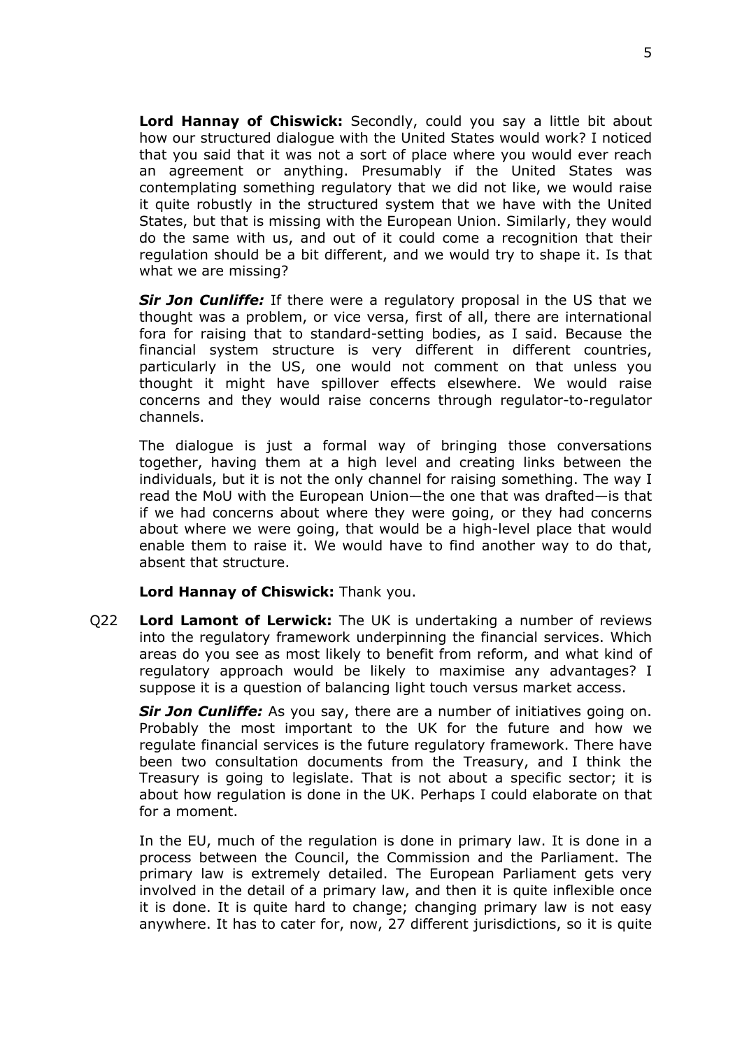**Lord Hannay of Chiswick:** Secondly, could you say a little bit about how our structured dialogue with the United States would work? I noticed that you said that it was not a sort of place where you would ever reach an agreement or anything. Presumably if the United States was contemplating something regulatory that we did not like, we would raise it quite robustly in the structured system that we have with the United States, but that is missing with the European Union. Similarly, they would do the same with us, and out of it could come a recognition that their regulation should be a bit different, and we would try to shape it. Is that what we are missing?

***Sir Jon Cunliffe:*** If there were a regulatory proposal in the US that we thought was a problem, or vice versa, first of all, there are international fora for raising that to standard-setting bodies, as I said. Because the financial system structure is very different in different countries, particularly in the US, one would not comment on that unless you thought it might have spillover effects elsewhere. We would raise concerns and they would raise concerns through regulator-to-regulator channels.

The dialogue is just a formal way of bringing those conversations together, having them at a high level and creating links between the individuals, but it is not the only channel for raising something. The way I read the MoU with the European Union—the one that was drafted—is that if we had concerns about where they were going, or they had concerns about where we were going, that would be a high-level place that would enable them to raise it. We would have to find another way to do that, absent that structure.

**Lord Hannay of Chiswick:** Thank you.

Q22 **Lord Lamont of Lerwick:** The UK is undertaking a number of reviews into the regulatory framework underpinning the financial services. Which areas do you see as most likely to benefit from reform, and what kind of regulatory approach would be likely to maximise any advantages? I suppose it is a question of balancing light touch versus market access.

***Sir Jon Cunliffe:*** As you say, there are a number of initiatives going on. Probably the most important to the UK for the future and how we regulate financial services is the future regulatory framework. There have been two consultation documents from the Treasury, and I think the Treasury is going to legislate. That is not about a specific sector; it is about how regulation is done in the UK. Perhaps I could elaborate on that for a moment.

In the EU, much of the regulation is done in primary law. It is done in a process between the Council, the Commission and the Parliament. The primary law is extremely detailed. The European Parliament gets very involved in the detail of a primary law, and then it is quite inflexible once it is done. It is quite hard to change; changing primary law is not easy anywhere. It has to cater for, now, 27 different jurisdictions, so it is quite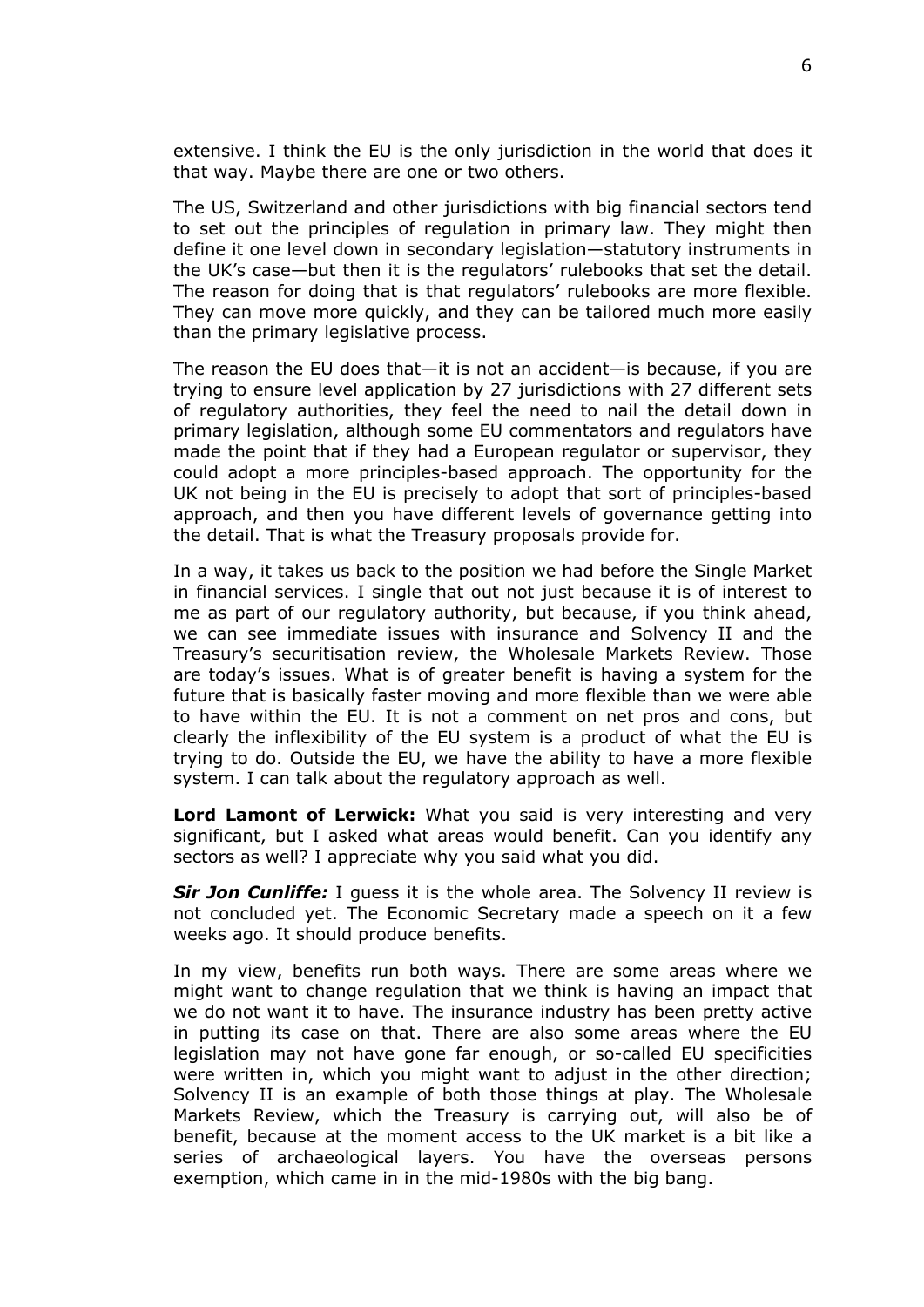extensive. I think the EU is the only jurisdiction in the world that does it that way. Maybe there are one or two others.

The US, Switzerland and other jurisdictions with big financial sectors tend to set out the principles of regulation in primary law. They might then define it one level down in secondary legislation—statutory instruments in the UK's case—but then it is the regulators' rulebooks that set the detail. The reason for doing that is that regulators' rulebooks are more flexible. They can move more quickly, and they can be tailored much more easily than the primary legislative process.

The reason the EU does that—it is not an accident—is because, if you are trying to ensure level application by 27 jurisdictions with 27 different sets of regulatory authorities, they feel the need to nail the detail down in primary legislation, although some EU commentators and regulators have made the point that if they had a European regulator or supervisor, they could adopt a more principles-based approach. The opportunity for the UK not being in the EU is precisely to adopt that sort of principles-based approach, and then you have different levels of governance getting into the detail. That is what the Treasury proposals provide for.

In a way, it takes us back to the position we had before the Single Market in financial services. I single that out not just because it is of interest to me as part of our regulatory authority, but because, if you think ahead, we can see immediate issues with insurance and Solvency II and the Treasury's securitisation review, the Wholesale Markets Review. Those are today's issues. What is of greater benefit is having a system for the future that is basically faster moving and more flexible than we were able to have within the EU. It is not a comment on net pros and cons, but clearly the inflexibility of the EU system is a product of what the EU is trying to do. Outside the EU, we have the ability to have a more flexible system. I can talk about the regulatory approach as well.

**Lord Lamont of Lerwick:** What you said is very interesting and very significant, but I asked what areas would benefit. Can you identify any sectors as well? I appreciate why you said what you did.

***Sir Jon Cunliffe:*** I guess it is the whole area. The Solvency II review is not concluded yet. The Economic Secretary made a speech on it a few weeks ago. It should produce benefits.

In my view, benefits run both ways. There are some areas where we might want to change regulation that we think is having an impact that we do not want it to have. The insurance industry has been pretty active in putting its case on that. There are also some areas where the EU legislation may not have gone far enough, or so-called EU specificities were written in, which you might want to adjust in the other direction; Solvency II is an example of both those things at play. The Wholesale Markets Review, which the Treasury is carrying out, will also be of benefit, because at the moment access to the UK market is a bit like a series of archaeological layers. You have the overseas persons exemption, which came in in the mid-1980s with the big bang.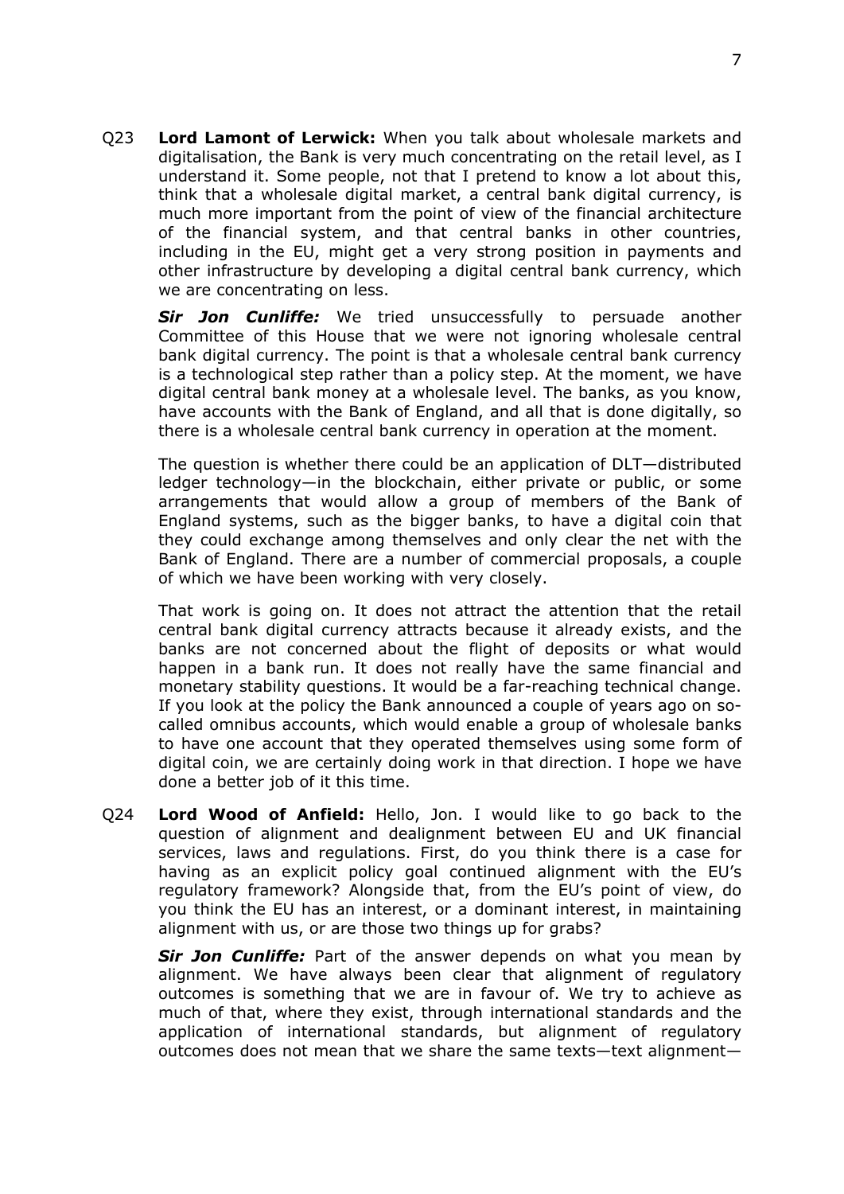Q23 **Lord Lamont of Lerwick:** When you talk about wholesale markets and digitalisation, the Bank is very much concentrating on the retail level, as I understand it. Some people, not that I pretend to know a lot about this, think that a wholesale digital market, a central bank digital currency, is much more important from the point of view of the financial architecture of the financial system, and that central banks in other countries, including in the EU, might get a very strong position in payments and other infrastructure by developing a digital central bank currency, which we are concentrating on less.

***Sir Jon Cunliffe:*** We tried unsuccessfully to persuade another Committee of this House that we were not ignoring wholesale central bank digital currency. The point is that a wholesale central bank currency is a technological step rather than a policy step. At the moment, we have digital central bank money at a wholesale level. The banks, as you know, have accounts with the Bank of England, and all that is done digitally, so there is a wholesale central bank currency in operation at the moment.

The question is whether there could be an application of DLT—distributed ledger technology—in the blockchain, either private or public, or some arrangements that would allow a group of members of the Bank of England systems, such as the bigger banks, to have a digital coin that they could exchange among themselves and only clear the net with the Bank of England. There are a number of commercial proposals, a couple of which we have been working with very closely.

That work is going on. It does not attract the attention that the retail central bank digital currency attracts because it already exists, and the banks are not concerned about the flight of deposits or what would happen in a bank run. It does not really have the same financial and monetary stability questions. It would be a far-reaching technical change. If you look at the policy the Bank announced a couple of years ago on so-called omnibus accounts, which would enable a group of wholesale banks to have one account that they operated themselves using some form of digital coin, we are certainly doing work in that direction. I hope we have done a better job of it this time.

Q24 **Lord Wood of Anfield:** Hello, Jon. I would like to go back to the question of alignment and dealignment between EU and UK financial services, laws and regulations. First, do you think there is a case for having as an explicit policy goal continued alignment with the EU's regulatory framework? Alongside that, from the EU's point of view, do you think the EU has an interest, or a dominant interest, in maintaining alignment with us, or are those two things up for grabs?

***Sir Jon Cunliffe:*** Part of the answer depends on what you mean by alignment. We have always been clear that alignment of regulatory outcomes is something that we are in favour of. We try to achieve as much of that, where they exist, through international standards and the application of international standards, but alignment of regulatory outcomes does not mean that we share the same texts—text alignment—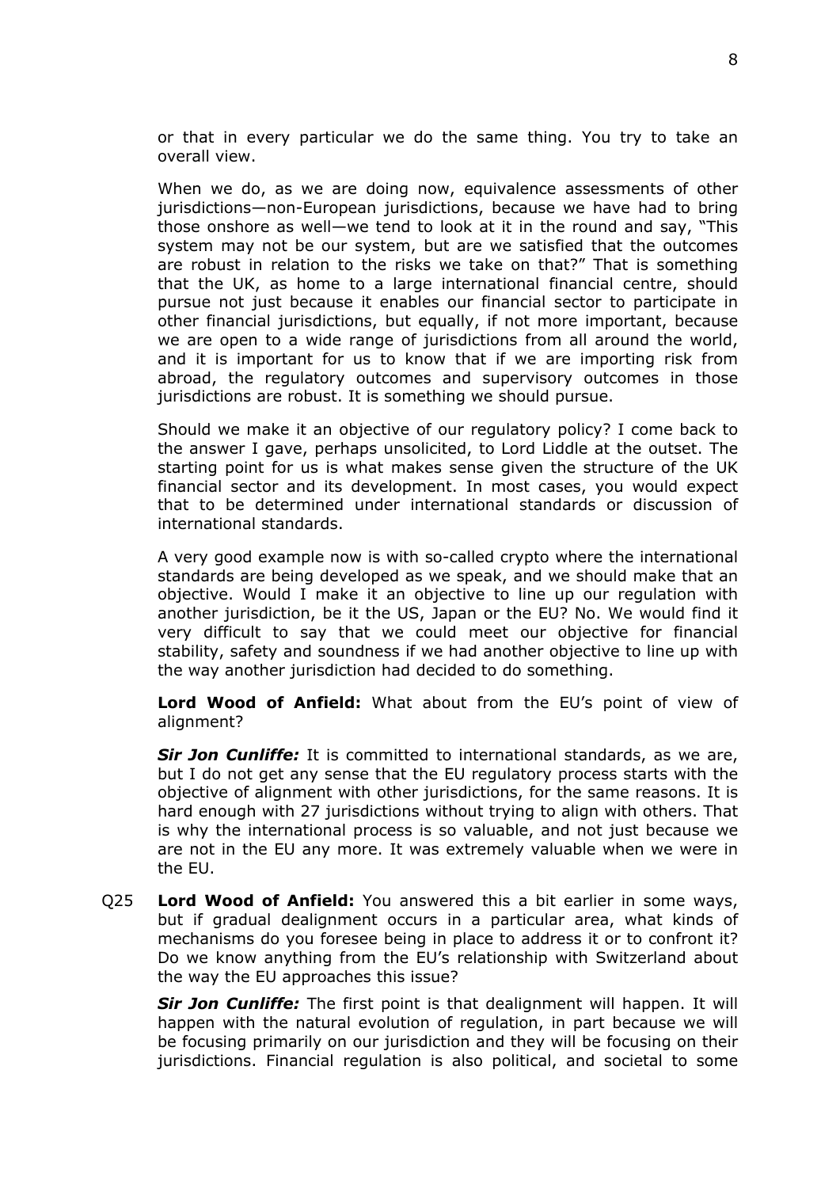or that in every particular we do the same thing. You try to take an overall view.

When we do, as we are doing now, equivalence assessments of other jurisdictions—non-European jurisdictions, because we have had to bring those onshore as well—we tend to look at it in the round and say, "This system may not be our system, but are we satisfied that the outcomes are robust in relation to the risks we take on that?" That is something that the UK, as home to a large international financial centre, should pursue not just because it enables our financial sector to participate in other financial jurisdictions, but equally, if not more important, because we are open to a wide range of jurisdictions from all around the world, and it is important for us to know that if we are importing risk from abroad, the regulatory outcomes and supervisory outcomes in those jurisdictions are robust. It is something we should pursue.

Should we make it an objective of our regulatory policy? I come back to the answer I gave, perhaps unsolicited, to Lord Liddle at the outset. The starting point for us is what makes sense given the structure of the UK financial sector and its development. In most cases, you would expect that to be determined under international standards or discussion of international standards.

A very good example now is with so-called crypto where the international standards are being developed as we speak, and we should make that an objective. Would I make it an objective to line up our regulation with another jurisdiction, be it the US, Japan or the EU? No. We would find it very difficult to say that we could meet our objective for financial stability, safety and soundness if we had another objective to line up with the way another jurisdiction had decided to do something.

**Lord Wood of Anfield:** What about from the EU's point of view of alignment?

***Sir Jon Cunliffe:*** It is committed to international standards, as we are, but I do not get any sense that the EU regulatory process starts with the objective of alignment with other jurisdictions, for the same reasons. It is hard enough with 27 jurisdictions without trying to align with others. That is why the international process is so valuable, and not just because we are not in the EU any more. It was extremely valuable when we were in the EU.

Q25 **Lord Wood of Anfield:** You answered this a bit earlier in some ways, but if gradual dealignment occurs in a particular area, what kinds of mechanisms do you foresee being in place to address it or to confront it? Do we know anything from the EU's relationship with Switzerland about the way the EU approaches this issue?

***Sir Jon Cunliffe:*** The first point is that dealignment will happen. It will happen with the natural evolution of regulation, in part because we will be focusing primarily on our jurisdiction and they will be focusing on their jurisdictions. Financial regulation is also political, and societal to some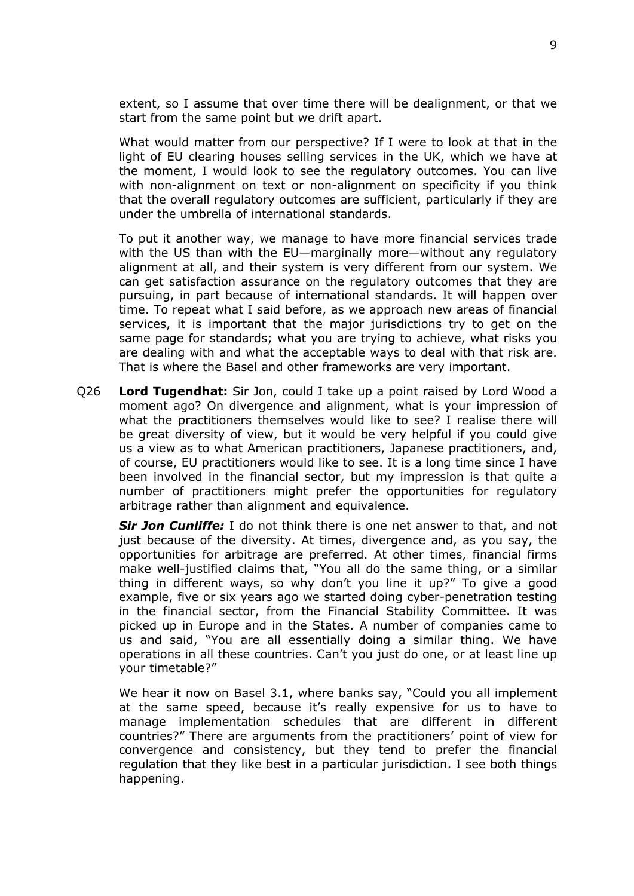extent, so I assume that over time there will be dealignment, or that we start from the same point but we drift apart.

What would matter from our perspective? If I were to look at that in the light of EU clearing houses selling services in the UK, which we have at the moment, I would look to see the regulatory outcomes. You can live with non-alignment on text or non-alignment on specificity if you think that the overall regulatory outcomes are sufficient, particularly if they are under the umbrella of international standards.

To put it another way, we manage to have more financial services trade with the US than with the EU—marginally more—without any regulatory alignment at all, and their system is very different from our system. We can get satisfaction assurance on the regulatory outcomes that they are pursuing, in part because of international standards. It will happen over time. To repeat what I said before, as we approach new areas of financial services, it is important that the major jurisdictions try to get on the same page for standards; what you are trying to achieve, what risks you are dealing with and what the acceptable ways to deal with that risk are. That is where the Basel and other frameworks are very important.

Q26 **Lord Tugendhat:** Sir Jon, could I take up a point raised by Lord Wood a moment ago? On divergence and alignment, what is your impression of what the practitioners themselves would like to see? I realise there will be great diversity of view, but it would be very helpful if you could give us a view as to what American practitioners, Japanese practitioners, and, of course, EU practitioners would like to see. It is a long time since I have been involved in the financial sector, but my impression is that quite a number of practitioners might prefer the opportunities for regulatory arbitrage rather than alignment and equivalence.

***Sir Jon Cunliffe:*** I do not think there is one net answer to that, and not just because of the diversity. At times, divergence and, as you say, the opportunities for arbitrage are preferred. At other times, financial firms make well-justified claims that, "You all do the same thing, or a similar thing in different ways, so why don't you line it up?" To give a good example, five or six years ago we started doing cyber-penetration testing in the financial sector, from the Financial Stability Committee. It was picked up in Europe and in the States. A number of companies came to us and said, "You are all essentially doing a similar thing. We have operations in all these countries. Can't you just do one, or at least line up your timetable?"

We hear it now on Basel 3.1, where banks say, "Could you all implement at the same speed, because it's really expensive for us to have to manage implementation schedules that are different in different countries?" There are arguments from the practitioners' point of view for convergence and consistency, but they tend to prefer the financial regulation that they like best in a particular jurisdiction. I see both things happening.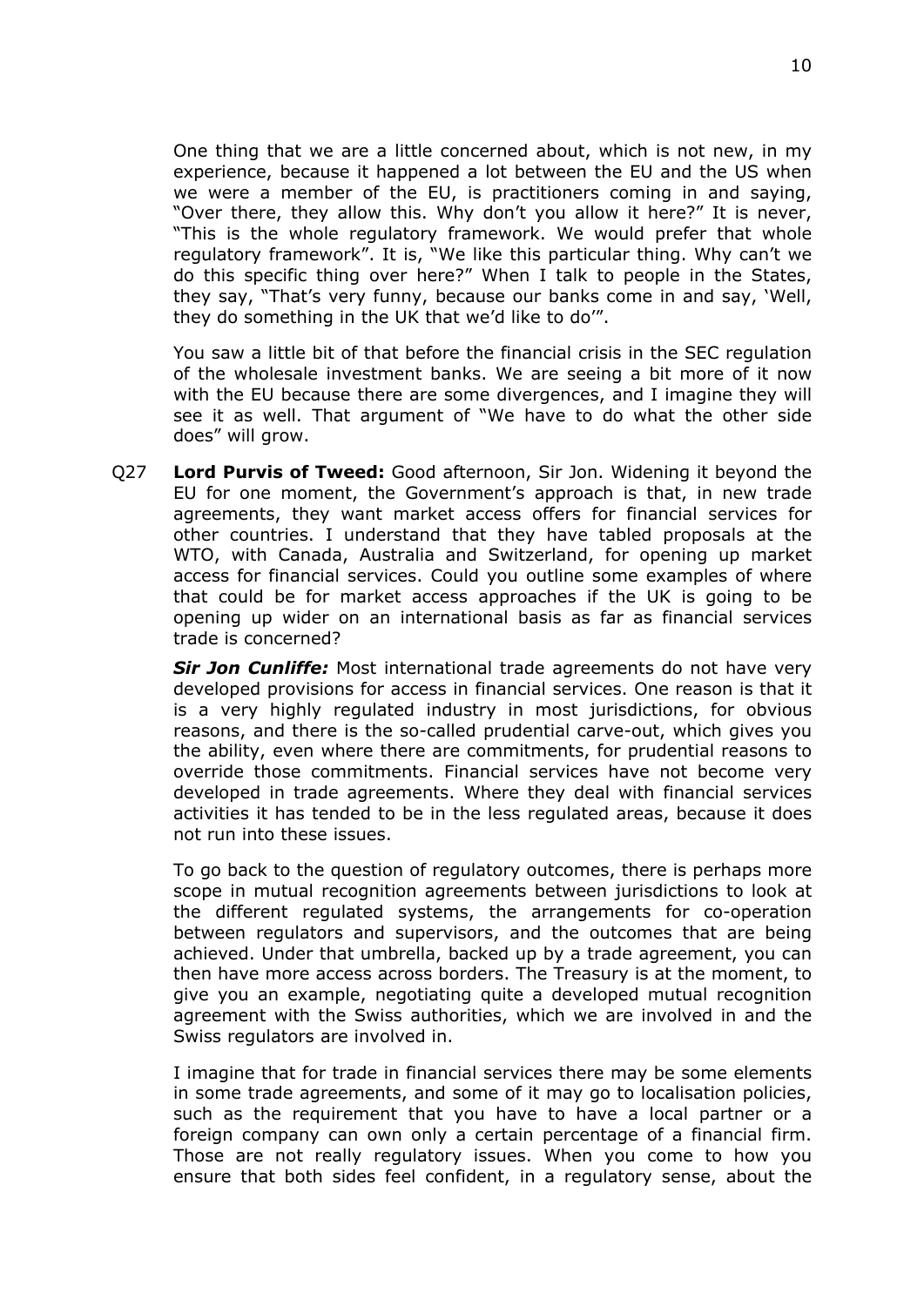One thing that we are a little concerned about, which is not new, in my experience, because it happened a lot between the EU and the US when we were a member of the EU, is practitioners coming in and saying, "Over there, they allow this. Why don't you allow it here?" It is never, "This is the whole regulatory framework. We would prefer that whole regulatory framework". It is, "We like this particular thing. Why can't we do this specific thing over here?" When I talk to people in the States, they say, "That's very funny, because our banks come in and say, 'Well, they do something in the UK that we'd like to do'".

You saw a little bit of that before the financial crisis in the SEC regulation of the wholesale investment banks. We are seeing a bit more of it now with the EU because there are some divergences, and I imagine they will see it as well. That argument of "We have to do what the other side does" will grow.

Q27 **Lord Purvis of Tweed:** Good afternoon, Sir Jon. Widening it beyond the EU for one moment, the Government's approach is that, in new trade agreements, they want market access offers for financial services for other countries. I understand that they have tabled proposals at the WTO, with Canada, Australia and Switzerland, for opening up market access for financial services. Could you outline some examples of where that could be for market access approaches if the UK is going to be opening up wider on an international basis as far as financial services trade is concerned?

***Sir Jon Cunliffe:*** Most international trade agreements do not have very developed provisions for access in financial services. One reason is that it is a very highly regulated industry in most jurisdictions, for obvious reasons, and there is the so-called prudential carve-out, which gives you the ability, even where there are commitments, for prudential reasons to override those commitments. Financial services have not become very developed in trade agreements. Where they deal with financial services activities it has tended to be in the less regulated areas, because it does not run into these issues.

To go back to the question of regulatory outcomes, there is perhaps more scope in mutual recognition agreements between jurisdictions to look at the different regulated systems, the arrangements for co-operation between regulators and supervisors, and the outcomes that are being achieved. Under that umbrella, backed up by a trade agreement, you can then have more access across borders. The Treasury is at the moment, to give you an example, negotiating quite a developed mutual recognition agreement with the Swiss authorities, which we are involved in and the Swiss regulators are involved in.

I imagine that for trade in financial services there may be some elements in some trade agreements, and some of it may go to localisation policies, such as the requirement that you have to have a local partner or a foreign company can own only a certain percentage of a financial firm. Those are not really regulatory issues. When you come to how you ensure that both sides feel confident, in a regulatory sense, about the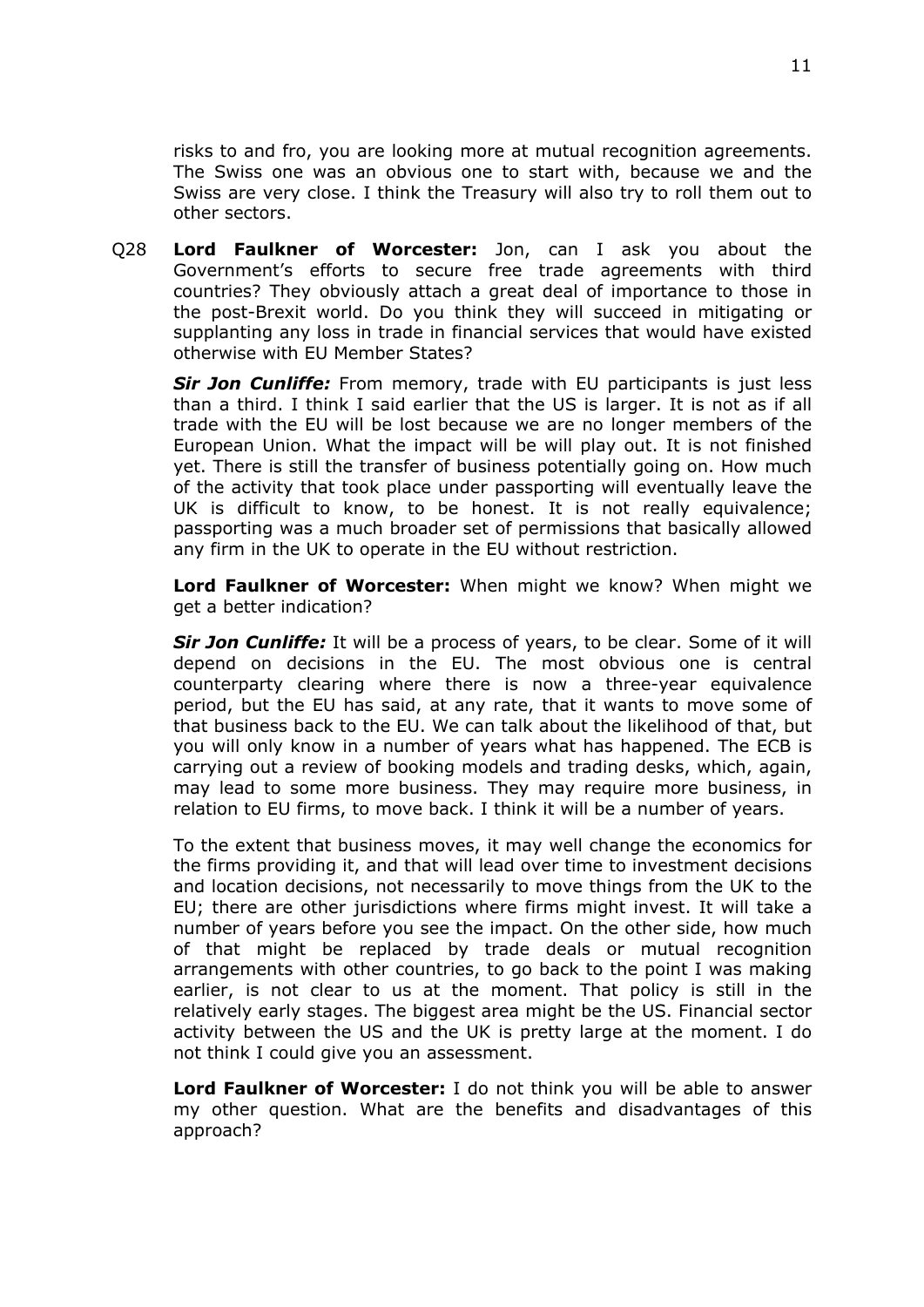risks to and fro, you are looking more at mutual recognition agreements. The Swiss one was an obvious one to start with, because we and the Swiss are very close. I think the Treasury will also try to roll them out to other sectors.

Q28 **Lord Faulkner of Worcester:** Jon, can I ask you about the Government's efforts to secure free trade agreements with third countries? They obviously attach a great deal of importance to those in the post-Brexit world. Do you think they will succeed in mitigating or supplanting any loss in trade in financial services that would have existed otherwise with EU Member States?

***Sir Jon Cunliffe:*** From memory, trade with EU participants is just less than a third. I think I said earlier that the US is larger. It is not as if all trade with the EU will be lost because we are no longer members of the European Union. What the impact will be will play out. It is not finished yet. There is still the transfer of business potentially going on. How much of the activity that took place under passporting will eventually leave the UK is difficult to know, to be honest. It is not really equivalence; passporting was a much broader set of permissions that basically allowed any firm in the UK to operate in the EU without restriction.

**Lord Faulkner of Worcester:** When might we know? When might we get a better indication?

***Sir Jon Cunliffe:*** It will be a process of years, to be clear. Some of it will depend on decisions in the EU. The most obvious one is central counterparty clearing where there is now a three-year equivalence period, but the EU has said, at any rate, that it wants to move some of that business back to the EU. We can talk about the likelihood of that, but you will only know in a number of years what has happened. The ECB is carrying out a review of booking models and trading desks, which, again, may lead to some more business. They may require more business, in relation to EU firms, to move back. I think it will be a number of years.

To the extent that business moves, it may well change the economics for the firms providing it, and that will lead over time to investment decisions and location decisions, not necessarily to move things from the UK to the EU; there are other jurisdictions where firms might invest. It will take a number of years before you see the impact. On the other side, how much of that might be replaced by trade deals or mutual recognition arrangements with other countries, to go back to the point I was making earlier, is not clear to us at the moment. That policy is still in the relatively early stages. The biggest area might be the US. Financial sector activity between the US and the UK is pretty large at the moment. I do not think I could give you an assessment.

**Lord Faulkner of Worcester:** I do not think you will be able to answer my other question. What are the benefits and disadvantages of this approach?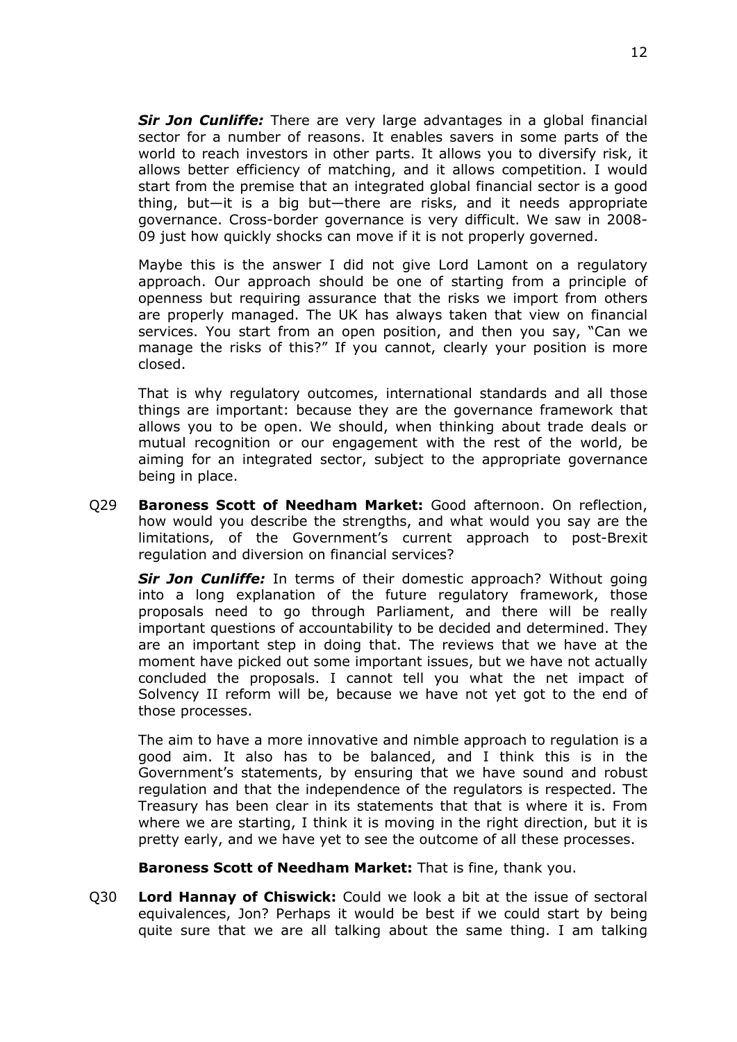***Sir Jon Cunliffe:*** There are very large advantages in a global financial sector for a number of reasons. It enables savers in some parts of the world to reach investors in other parts. It allows you to diversify risk, it allows better efficiency of matching, and it allows competition. I would start from the premise that an integrated global financial sector is a good thing, but—it is a big but—there are risks, and it needs appropriate governance. Cross-border governance is very difficult. We saw in 2008-09 just how quickly shocks can move if it is not properly governed.

Maybe this is the answer I did not give Lord Lamont on a regulatory approach. Our approach should be one of starting from a principle of openness but requiring assurance that the risks we import from others are properly managed. The UK has always taken that view on financial services. You start from an open position, and then you say, "Can we manage the risks of this?" If you cannot, clearly your position is more closed.

That is why regulatory outcomes, international standards and all those things are important: because they are the governance framework that allows you to be open. We should, when thinking about trade deals or mutual recognition or our engagement with the rest of the world, be aiming for an integrated sector, subject to the appropriate governance being in place.

Q29 **Baroness Scott of Needham Market:** Good afternoon. On reflection, how would you describe the strengths, and what would you say are the limitations, of the Government's current approach to post-Brexit regulation and diversion on financial services?

***Sir Jon Cunliffe:*** In terms of their domestic approach? Without going into a long explanation of the future regulatory framework, those proposals need to go through Parliament, and there will be really important questions of accountability to be decided and determined. They are an important step in doing that. The reviews that we have at the moment have picked out some important issues, but we have not actually concluded the proposals. I cannot tell you what the net impact of Solvency II reform will be, because we have not yet got to the end of those processes.

The aim to have a more innovative and nimble approach to regulation is a good aim. It also has to be balanced, and I think this is in the Government's statements, by ensuring that we have sound and robust regulation and that the independence of the regulators is respected. The Treasury has been clear in its statements that that is where it is. From where we are starting, I think it is moving in the right direction, but it is pretty early, and we have yet to see the outcome of all these processes.

**Baroness Scott of Needham Market:** That is fine, thank you.

Q30 **Lord Hannay of Chiswick:** Could we look a bit at the issue of sectoral equivalences, Jon? Perhaps it would be best if we could start by being quite sure that we are all talking about the same thing. I am talking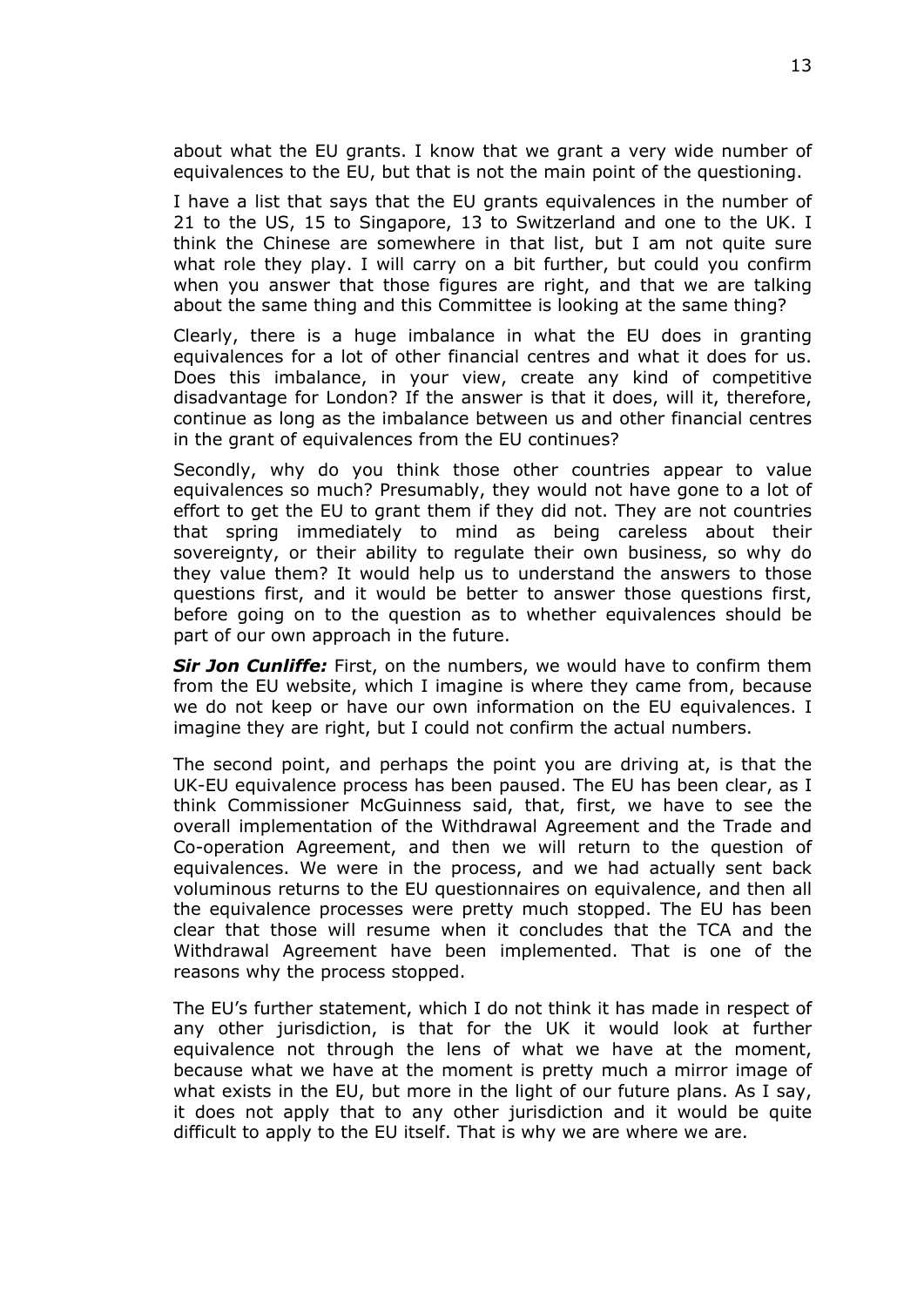about what the EU grants. I know that we grant a very wide number of equivalences to the EU, but that is not the main point of the questioning.

I have a list that says that the EU grants equivalences in the number of 21 to the US, 15 to Singapore, 13 to Switzerland and one to the UK. I think the Chinese are somewhere in that list, but I am not quite sure what role they play. I will carry on a bit further, but could you confirm when you answer that those figures are right, and that we are talking about the same thing and this Committee is looking at the same thing?

Clearly, there is a huge imbalance in what the EU does in granting equivalences for a lot of other financial centres and what it does for us. Does this imbalance, in your view, create any kind of competitive disadvantage for London? If the answer is that it does, will it, therefore, continue as long as the imbalance between us and other financial centres in the grant of equivalences from the EU continues?

Secondly, why do you think those other countries appear to value equivalences so much? Presumably, they would not have gone to a lot of effort to get the EU to grant them if they did not. They are not countries that spring immediately to mind as being careless about their sovereignty, or their ability to regulate their own business, so why do they value them? It would help us to understand the answers to those questions first, and it would be better to answer those questions first, before going on to the question as to whether equivalences should be part of our own approach in the future.

***Sir Jon Cunliffe:*** First, on the numbers, we would have to confirm them from the EU website, which I imagine is where they came from, because we do not keep or have our own information on the EU equivalences. I imagine they are right, but I could not confirm the actual numbers.

The second point, and perhaps the point you are driving at, is that the UK-EU equivalence process has been paused. The EU has been clear, as I think Commissioner McGuinness said, that, first, we have to see the overall implementation of the Withdrawal Agreement and the Trade and Co-operation Agreement, and then we will return to the question of equivalences. We were in the process, and we had actually sent back voluminous returns to the EU questionnaires on equivalence, and then all the equivalence processes were pretty much stopped. The EU has been clear that those will resume when it concludes that the TCA and the Withdrawal Agreement have been implemented. That is one of the reasons why the process stopped.

The EU's further statement, which I do not think it has made in respect of any other jurisdiction, is that for the UK it would look at further equivalence not through the lens of what we have at the moment, because what we have at the moment is pretty much a mirror image of what exists in the EU, but more in the light of our future plans. As I say, it does not apply that to any other jurisdiction and it would be quite difficult to apply to the EU itself. That is why we are where we are.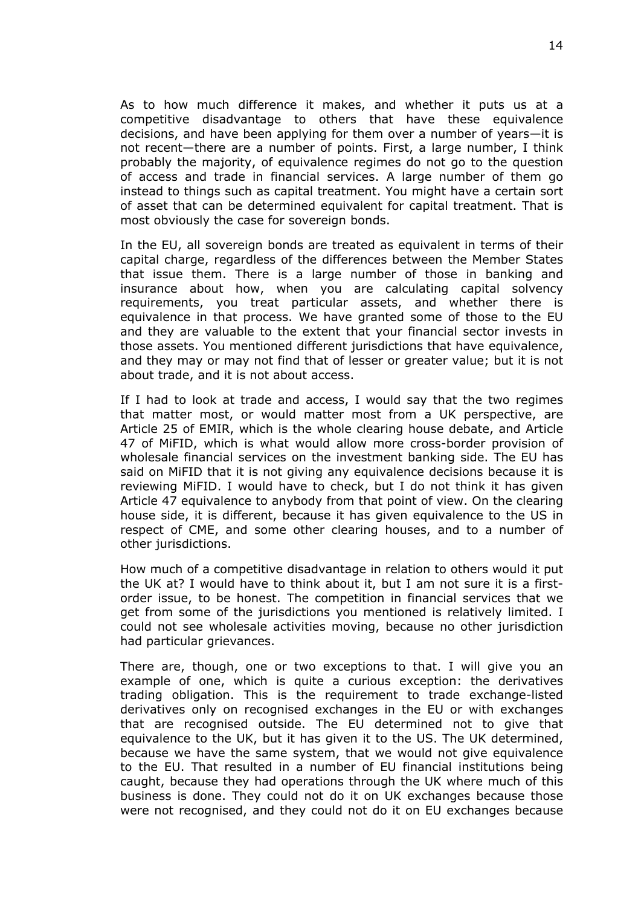As to how much difference it makes, and whether it puts us at a competitive disadvantage to others that have these equivalence decisions, and have been applying for them over a number of years—it is not recent—there are a number of points. First, a large number, I think probably the majority, of equivalence regimes do not go to the question of access and trade in financial services. A large number of them go instead to things such as capital treatment. You might have a certain sort of asset that can be determined equivalent for capital treatment. That is most obviously the case for sovereign bonds.

In the EU, all sovereign bonds are treated as equivalent in terms of their capital charge, regardless of the differences between the Member States that issue them. There is a large number of those in banking and insurance about how, when you are calculating capital solvency requirements, you treat particular assets, and whether there is equivalence in that process. We have granted some of those to the EU and they are valuable to the extent that your financial sector invests in those assets. You mentioned different jurisdictions that have equivalence, and they may or may not find that of lesser or greater value; but it is not about trade, and it is not about access.

If I had to look at trade and access, I would say that the two regimes that matter most, or would matter most from a UK perspective, are Article 25 of EMIR, which is the whole clearing house debate, and Article 47 of MiFID, which is what would allow more cross-border provision of wholesale financial services on the investment banking side. The EU has said on MiFID that it is not giving any equivalence decisions because it is reviewing MiFID. I would have to check, but I do not think it has given Article 47 equivalence to anybody from that point of view. On the clearing house side, it is different, because it has given equivalence to the US in respect of CME, and some other clearing houses, and to a number of other jurisdictions.

How much of a competitive disadvantage in relation to others would it put the UK at? I would have to think about it, but I am not sure it is a first-order issue, to be honest. The competition in financial services that we get from some of the jurisdictions you mentioned is relatively limited. I could not see wholesale activities moving, because no other jurisdiction had particular grievances.

There are, though, one or two exceptions to that. I will give you an example of one, which is quite a curious exception: the derivatives trading obligation. This is the requirement to trade exchange-listed derivatives only on recognised exchanges in the EU or with exchanges that are recognised outside. The EU determined not to give that equivalence to the UK, but it has given it to the US. The UK determined, because we have the same system, that we would not give equivalence to the EU. That resulted in a number of EU financial institutions being caught, because they had operations through the UK where much of this business is done. They could not do it on UK exchanges because those were not recognised, and they could not do it on EU exchanges because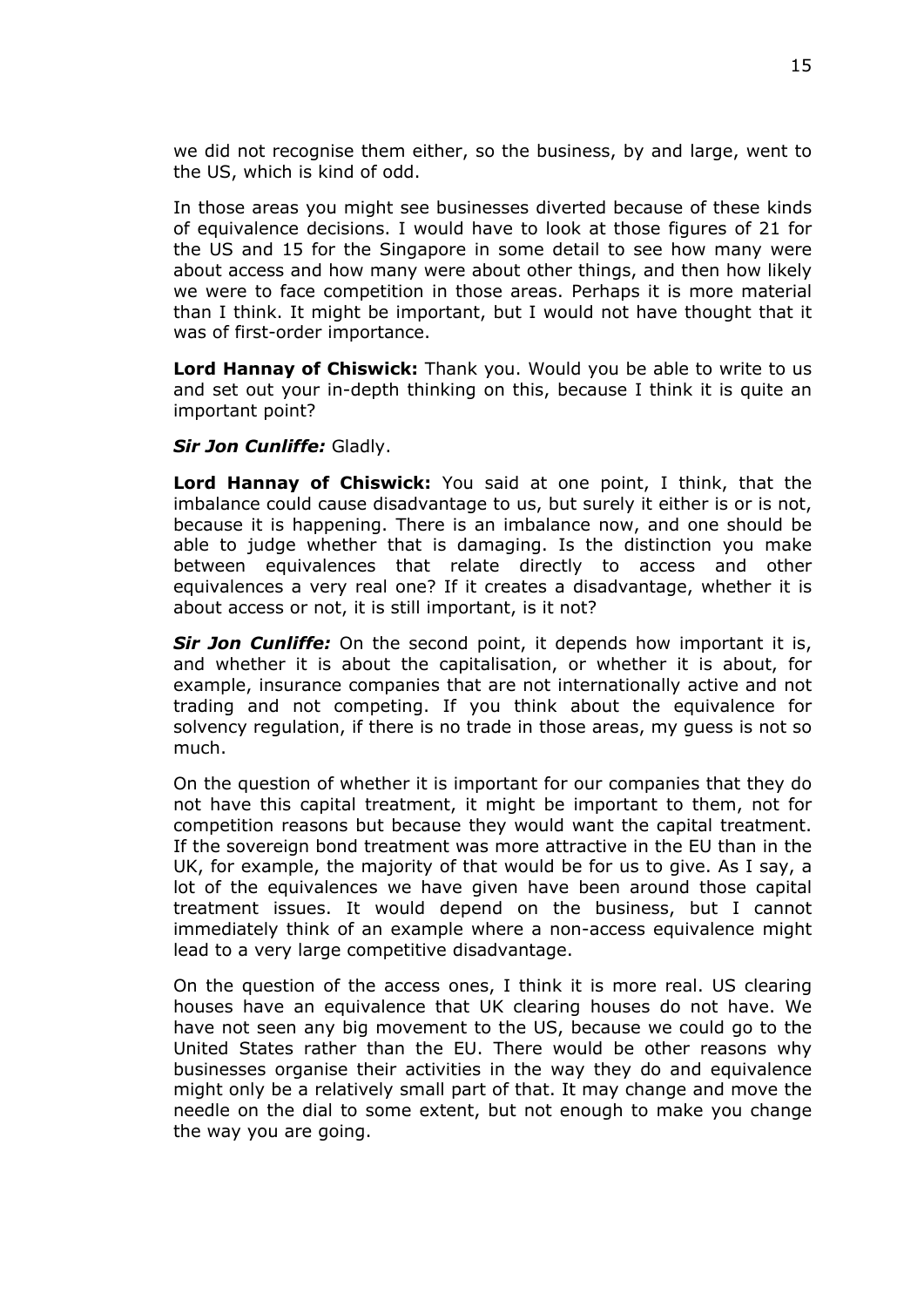we did not recognise them either, so the business, by and large, went to the US, which is kind of odd.

In those areas you might see businesses diverted because of these kinds of equivalence decisions. I would have to look at those figures of 21 for the US and 15 for the Singapore in some detail to see how many were about access and how many were about other things, and then how likely we were to face competition in those areas. Perhaps it is more material than I think. It might be important, but I would not have thought that it was of first-order importance.

**Lord Hannay of Chiswick:** Thank you. Would you be able to write to us and set out your in-depth thinking on this, because I think it is quite an important point?

***Sir Jon Cunliffe:*** Gladly.

**Lord Hannay of Chiswick:** You said at one point, I think, that the imbalance could cause disadvantage to us, but surely it either is or is not, because it is happening. There is an imbalance now, and one should be able to judge whether that is damaging. Is the distinction you make between equivalences that relate directly to access and other equivalences a very real one? If it creates a disadvantage, whether it is about access or not, it is still important, is it not?

***Sir Jon Cunliffe:*** On the second point, it depends how important it is, and whether it is about the capitalisation, or whether it is about, for example, insurance companies that are not internationally active and not trading and not competing. If you think about the equivalence for solvency regulation, if there is no trade in those areas, my guess is not so much.

On the question of whether it is important for our companies that they do not have this capital treatment, it might be important to them, not for competition reasons but because they would want the capital treatment. If the sovereign bond treatment was more attractive in the EU than in the UK, for example, the majority of that would be for us to give. As I say, a lot of the equivalences we have given have been around those capital treatment issues. It would depend on the business, but I cannot immediately think of an example where a non-access equivalence might lead to a very large competitive disadvantage.

On the question of the access ones, I think it is more real. US clearing houses have an equivalence that UK clearing houses do not have. We have not seen any big movement to the US, because we could go to the United States rather than the EU. There would be other reasons why businesses organise their activities in the way they do and equivalence might only be a relatively small part of that. It may change and move the needle on the dial to some extent, but not enough to make you change the way you are going.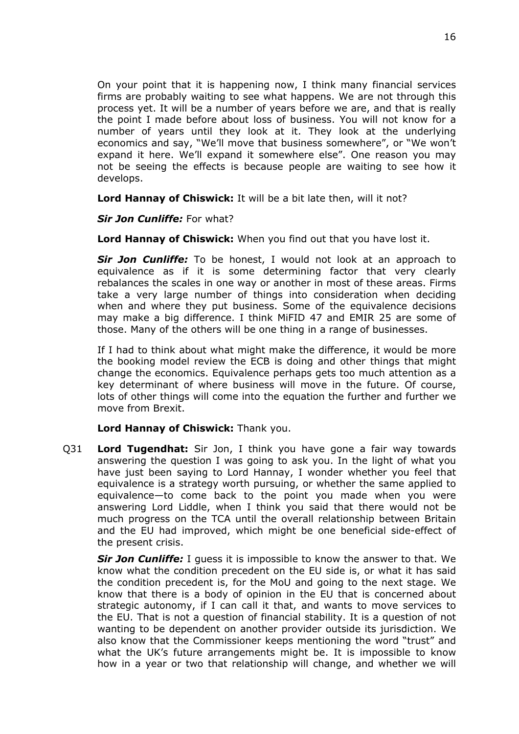On your point that it is happening now, I think many financial services firms are probably waiting to see what happens. We are not through this process yet. It will be a number of years before we are, and that is really the point I made before about loss of business. You will not know for a number of years until they look at it. They look at the underlying economics and say, "We'll move that business somewhere", or "We won't expand it here. We'll expand it somewhere else". One reason you may not be seeing the effects is because people are waiting to see how it develops.

**Lord Hannay of Chiswick:** It will be a bit late then, will it not?

***Sir Jon Cunliffe:*** For what?

**Lord Hannay of Chiswick:** When you find out that you have lost it.

***Sir Jon Cunliffe:*** To be honest, I would not look at an approach to equivalence as if it is some determining factor that very clearly rebalances the scales in one way or another in most of these areas. Firms take a very large number of things into consideration when deciding when and where they put business. Some of the equivalence decisions may make a big difference. I think MiFID 47 and EMIR 25 are some of those. Many of the others will be one thing in a range of businesses.

If I had to think about what might make the difference, it would be more the booking model review the ECB is doing and other things that might change the economics. Equivalence perhaps gets too much attention as a key determinant of where business will move in the future. Of course, lots of other things will come into the equation the further and further we move from Brexit.

**Lord Hannay of Chiswick:** Thank you.

Q31 **Lord Tugendhat:** Sir Jon, I think you have gone a fair way towards answering the question I was going to ask you. In the light of what you have just been saying to Lord Hannay, I wonder whether you feel that equivalence is a strategy worth pursuing, or whether the same applied to equivalence—to come back to the point you made when you were answering Lord Liddle, when I think you said that there would not be much progress on the TCA until the overall relationship between Britain and the EU had improved, which might be one beneficial side-effect of the present crisis.

***Sir Jon Cunliffe:*** I guess it is impossible to know the answer to that. We know what the condition precedent on the EU side is, or what it has said the condition precedent is, for the MoU and going to the next stage. We know that there is a body of opinion in the EU that is concerned about strategic autonomy, if I can call it that, and wants to move services to the EU. That is not a question of financial stability. It is a question of not wanting to be dependent on another provider outside its jurisdiction. We also know that the Commissioner keeps mentioning the word "trust" and what the UK's future arrangements might be. It is impossible to know how in a year or two that relationship will change, and whether we will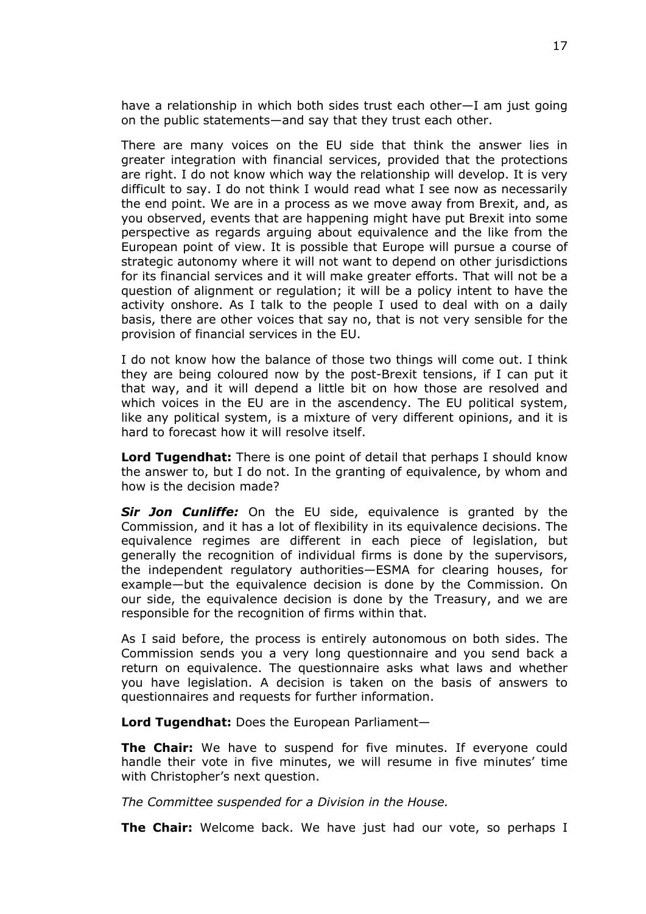have a relationship in which both sides trust each other—I am just going on the public statements—and say that they trust each other.

There are many voices on the EU side that think the answer lies in greater integration with financial services, provided that the protections are right. I do not know which way the relationship will develop. It is very difficult to say. I do not think I would read what I see now as necessarily the end point. We are in a process as we move away from Brexit, and, as you observed, events that are happening might have put Brexit into some perspective as regards arguing about equivalence and the like from the European point of view. It is possible that Europe will pursue a course of strategic autonomy where it will not want to depend on other jurisdictions for its financial services and it will make greater efforts. That will not be a question of alignment or regulation; it will be a policy intent to have the activity onshore. As I talk to the people I used to deal with on a daily basis, there are other voices that say no, that is not very sensible for the provision of financial services in the EU.

I do not know how the balance of those two things will come out. I think they are being coloured now by the post-Brexit tensions, if I can put it that way, and it will depend a little bit on how those are resolved and which voices in the EU are in the ascendency. The EU political system, like any political system, is a mixture of very different opinions, and it is hard to forecast how it will resolve itself.

**Lord Tugendhat:** There is one point of detail that perhaps I should know the answer to, but I do not. In the granting of equivalence, by whom and how is the decision made?

***Sir Jon Cunliffe:*** On the EU side, equivalence is granted by the Commission, and it has a lot of flexibility in its equivalence decisions. The equivalence regimes are different in each piece of legislation, but generally the recognition of individual firms is done by the supervisors, the independent regulatory authorities—ESMA for clearing houses, for example—but the equivalence decision is done by the Commission. On our side, the equivalence decision is done by the Treasury, and we are responsible for the recognition of firms within that.

As I said before, the process is entirely autonomous on both sides. The Commission sends you a very long questionnaire and you send back a return on equivalence. The questionnaire asks what laws and whether you have legislation. A decision is taken on the basis of answers to questionnaires and requests for further information.

**Lord Tugendhat:** Does the European Parliament—

**The Chair:** We have to suspend for five minutes. If everyone could handle their vote in five minutes, we will resume in five minutes' time with Christopher's next question.

*The Committee suspended for a Division in the House.*

**The Chair:** Welcome back. We have just had our vote, so perhaps I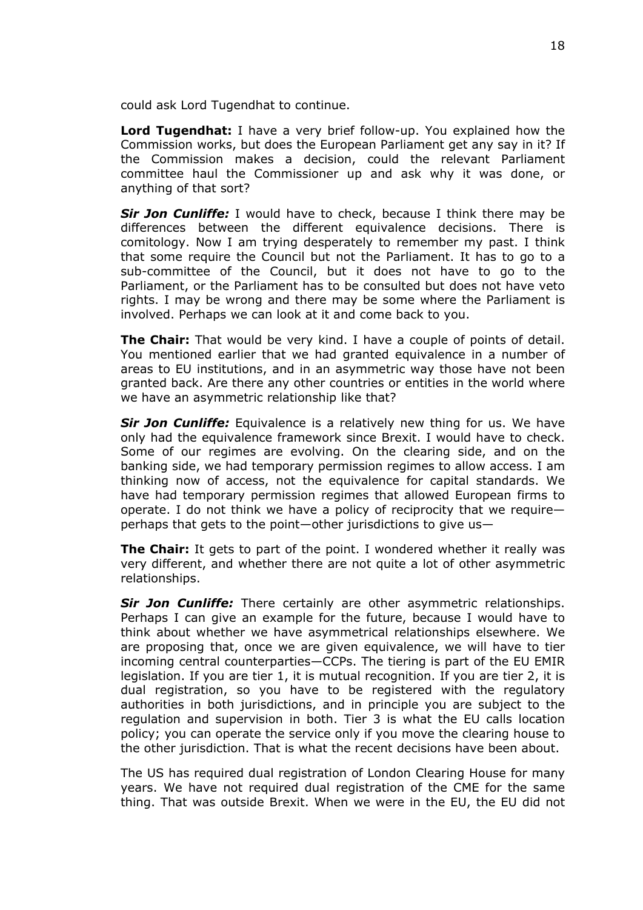could ask Lord Tugendhat to continue.

**Lord Tugendhat:** I have a very brief follow-up. You explained how the Commission works, but does the European Parliament get any say in it? If the Commission makes a decision, could the relevant Parliament committee haul the Commissioner up and ask why it was done, or anything of that sort?

***Sir Jon Cunliffe:*** I would have to check, because I think there may be differences between the different equivalence decisions. There is comitology. Now I am trying desperately to remember my past. I think that some require the Council but not the Parliament. It has to go to a sub-committee of the Council, but it does not have to go to the Parliament, or the Parliament has to be consulted but does not have veto rights. I may be wrong and there may be some where the Parliament is involved. Perhaps we can look at it and come back to you.

**The Chair:** That would be very kind. I have a couple of points of detail. You mentioned earlier that we had granted equivalence in a number of areas to EU institutions, and in an asymmetric way those have not been granted back. Are there any other countries or entities in the world where we have an asymmetric relationship like that?

***Sir Jon Cunliffe:*** Equivalence is a relatively new thing for us. We have only had the equivalence framework since Brexit. I would have to check. Some of our regimes are evolving. On the clearing side, and on the banking side, we had temporary permission regimes to allow access. I am thinking now of access, not the equivalence for capital standards. We have had temporary permission regimes that allowed European firms to operate. I do not think we have a policy of reciprocity that we require—perhaps that gets to the point—other jurisdictions to give us—

**The Chair:** It gets to part of the point. I wondered whether it really was very different, and whether there are not quite a lot of other asymmetric relationships.

***Sir Jon Cunliffe:*** There certainly are other asymmetric relationships. Perhaps I can give an example for the future, because I would have to think about whether we have asymmetrical relationships elsewhere. We are proposing that, once we are given equivalence, we will have to tier incoming central counterparties—CCPs. The tiering is part of the EU EMIR legislation. If you are tier 1, it is mutual recognition. If you are tier 2, it is dual registration, so you have to be registered with the regulatory authorities in both jurisdictions, and in principle you are subject to the regulation and supervision in both. Tier 3 is what the EU calls location policy; you can operate the service only if you move the clearing house to the other jurisdiction. That is what the recent decisions have been about.

The US has required dual registration of London Clearing House for many years. We have not required dual registration of the CME for the same thing. That was outside Brexit. When we were in the EU, the EU did not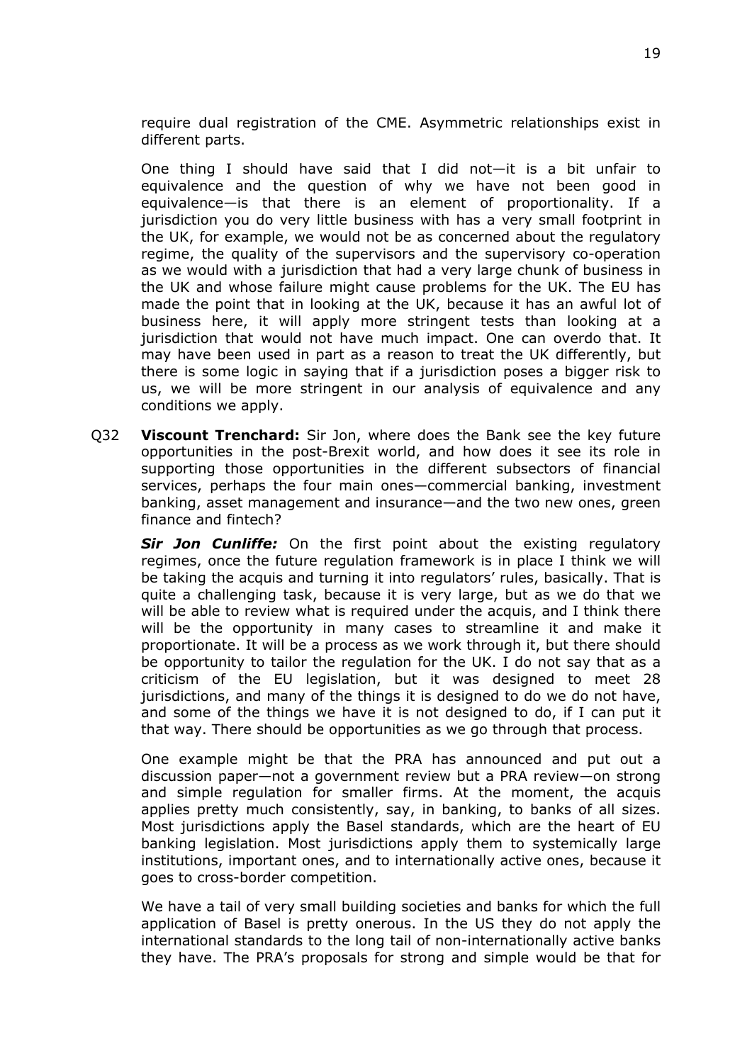require dual registration of the CME. Asymmetric relationships exist in different parts.

One thing I should have said that I did not—it is a bit unfair to equivalence and the question of why we have not been good in equivalence—is that there is an element of proportionality. If a jurisdiction you do very little business with has a very small footprint in the UK, for example, we would not be as concerned about the regulatory regime, the quality of the supervisors and the supervisory co-operation as we would with a jurisdiction that had a very large chunk of business in the UK and whose failure might cause problems for the UK. The EU has made the point that in looking at the UK, because it has an awful lot of business here, it will apply more stringent tests than looking at a jurisdiction that would not have much impact. One can overdo that. It may have been used in part as a reason to treat the UK differently, but there is some logic in saying that if a jurisdiction poses a bigger risk to us, we will be more stringent in our analysis of equivalence and any conditions we apply.

Q32 **Viscount Trenchard:** Sir Jon, where does the Bank see the key future opportunities in the post-Brexit world, and how does it see its role in supporting those opportunities in the different subsectors of financial services, perhaps the four main ones—commercial banking, investment banking, asset management and insurance—and the two new ones, green finance and fintech?

***Sir Jon Cunliffe:*** On the first point about the existing regulatory regimes, once the future regulation framework is in place I think we will be taking the acquis and turning it into regulators' rules, basically. That is quite a challenging task, because it is very large, but as we do that we will be able to review what is required under the acquis, and I think there will be the opportunity in many cases to streamline it and make it proportionate. It will be a process as we work through it, but there should be opportunity to tailor the regulation for the UK. I do not say that as a criticism of the EU legislation, but it was designed to meet 28 jurisdictions, and many of the things it is designed to do we do not have, and some of the things we have it is not designed to do, if I can put it that way. There should be opportunities as we go through that process.

One example might be that the PRA has announced and put out a discussion paper—not a government review but a PRA review—on strong and simple regulation for smaller firms. At the moment, the acquis applies pretty much consistently, say, in banking, to banks of all sizes. Most jurisdictions apply the Basel standards, which are the heart of EU banking legislation. Most jurisdictions apply them to systemically large institutions, important ones, and to internationally active ones, because it goes to cross-border competition.

We have a tail of very small building societies and banks for which the full application of Basel is pretty onerous. In the US they do not apply the international standards to the long tail of non-internationally active banks they have. The PRA's proposals for strong and simple would be that for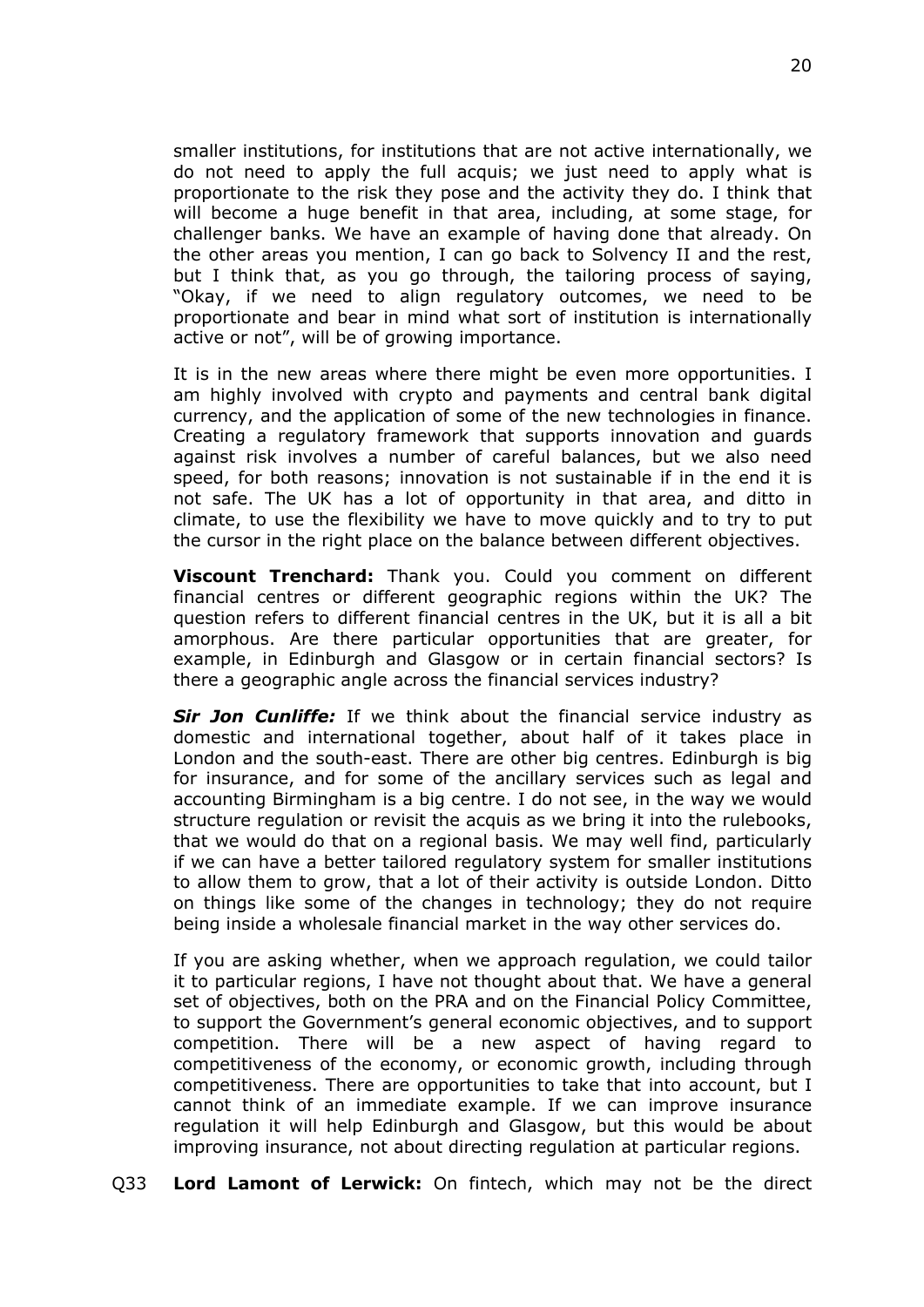smaller institutions, for institutions that are not active internationally, we do not need to apply the full acquis; we just need to apply what is proportionate to the risk they pose and the activity they do. I think that will become a huge benefit in that area, including, at some stage, for challenger banks. We have an example of having done that already. On the other areas you mention, I can go back to Solvency II and the rest, but I think that, as you go through, the tailoring process of saying, "Okay, if we need to align regulatory outcomes, we need to be proportionate and bear in mind what sort of institution is internationally active or not", will be of growing importance.

It is in the new areas where there might be even more opportunities. I am highly involved with crypto and payments and central bank digital currency, and the application of some of the new technologies in finance. Creating a regulatory framework that supports innovation and guards against risk involves a number of careful balances, but we also need speed, for both reasons; innovation is not sustainable if in the end it is not safe. The UK has a lot of opportunity in that area, and ditto in climate, to use the flexibility we have to move quickly and to try to put the cursor in the right place on the balance between different objectives.

**Viscount Trenchard:** Thank you. Could you comment on different financial centres or different geographic regions within the UK? The question refers to different financial centres in the UK, but it is all a bit amorphous. Are there particular opportunities that are greater, for example, in Edinburgh and Glasgow or in certain financial sectors? Is there a geographic angle across the financial services industry?

***Sir Jon Cunliffe:*** If we think about the financial service industry as domestic and international together, about half of it takes place in London and the south-east. There are other big centres. Edinburgh is big for insurance, and for some of the ancillary services such as legal and accounting Birmingham is a big centre. I do not see, in the way we would structure regulation or revisit the acquis as we bring it into the rulebooks, that we would do that on a regional basis. We may well find, particularly if we can have a better tailored regulatory system for smaller institutions to allow them to grow, that a lot of their activity is outside London. Ditto on things like some of the changes in technology; they do not require being inside a wholesale financial market in the way other services do.

If you are asking whether, when we approach regulation, we could tailor it to particular regions, I have not thought about that. We have a general set of objectives, both on the PRA and on the Financial Policy Committee, to support the Government's general economic objectives, and to support competition. There will be a new aspect of having regard to competitiveness of the economy, or economic growth, including through competitiveness. There are opportunities to take that into account, but I cannot think of an immediate example. If we can improve insurance regulation it will help Edinburgh and Glasgow, but this would be about improving insurance, not about directing regulation at particular regions.

Q33 **Lord Lamont of Lerwick:** On fintech, which may not be the direct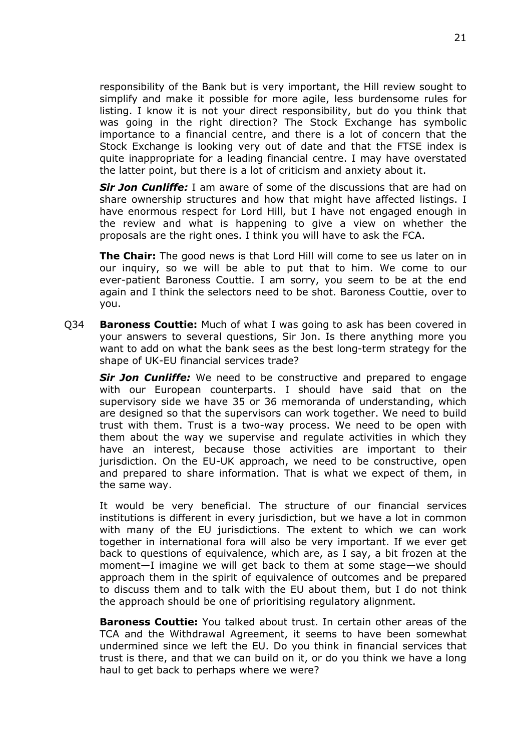responsibility of the Bank but is very important, the Hill review sought to simplify and make it possible for more agile, less burdensome rules for listing. I know it is not your direct responsibility, but do you think that was going in the right direction? The Stock Exchange has symbolic importance to a financial centre, and there is a lot of concern that the Stock Exchange is looking very out of date and that the FTSE index is quite inappropriate for a leading financial centre. I may have overstated the latter point, but there is a lot of criticism and anxiety about it.

***Sir Jon Cunliffe:*** I am aware of some of the discussions that are had on share ownership structures and how that might have affected listings. I have enormous respect for Lord Hill, but I have not engaged enough in the review and what is happening to give a view on whether the proposals are the right ones. I think you will have to ask the FCA.

**The Chair:** The good news is that Lord Hill will come to see us later on in our inquiry, so we will be able to put that to him. We come to our ever-patient Baroness Couttie. I am sorry, you seem to be at the end again and I think the selectors need to be shot. Baroness Couttie, over to you.

Q34 **Baroness Couttie:** Much of what I was going to ask has been covered in your answers to several questions, Sir Jon. Is there anything more you want to add on what the bank sees as the best long-term strategy for the shape of UK-EU financial services trade?

***Sir Jon Cunliffe:*** We need to be constructive and prepared to engage with our European counterparts. I should have said that on the supervisory side we have 35 or 36 memoranda of understanding, which are designed so that the supervisors can work together. We need to build trust with them. Trust is a two-way process. We need to be open with them about the way we supervise and regulate activities in which they have an interest, because those activities are important to their jurisdiction. On the EU-UK approach, we need to be constructive, open and prepared to share information. That is what we expect of them, in the same way.

It would be very beneficial. The structure of our financial services institutions is different in every jurisdiction, but we have a lot in common with many of the EU jurisdictions. The extent to which we can work together in international fora will also be very important. If we ever get back to questions of equivalence, which are, as I say, a bit frozen at the moment—I imagine we will get back to them at some stage—we should approach them in the spirit of equivalence of outcomes and be prepared to discuss them and to talk with the EU about them, but I do not think the approach should be one of prioritising regulatory alignment.

**Baroness Couttie:** You talked about trust. In certain other areas of the TCA and the Withdrawal Agreement, it seems to have been somewhat undermined since we left the EU. Do you think in financial services that trust is there, and that we can build on it, or do you think we have a long haul to get back to perhaps where we were?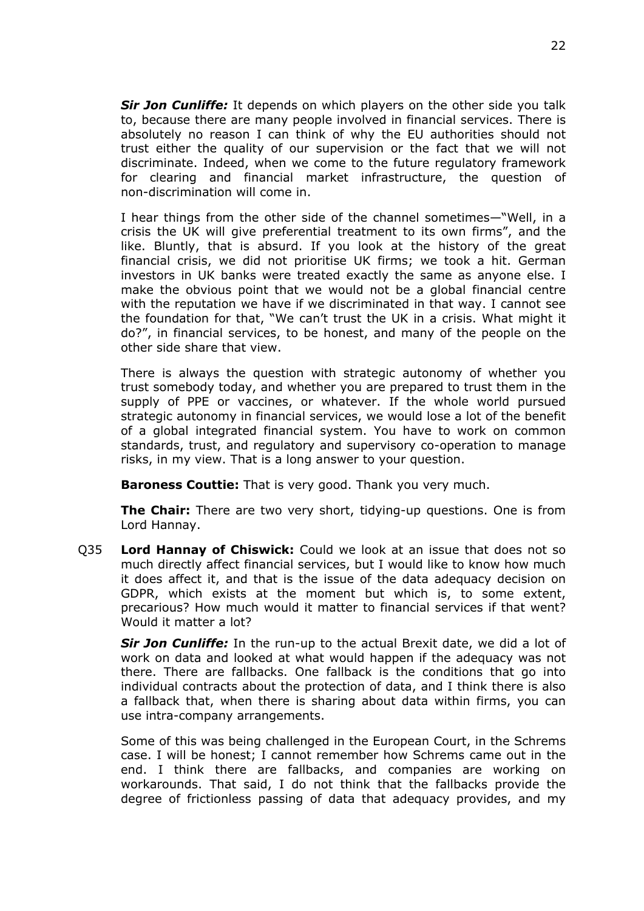***Sir Jon Cunliffe:*** It depends on which players on the other side you talk to, because there are many people involved in financial services. There is absolutely no reason I can think of why the EU authorities should not trust either the quality of our supervision or the fact that we will not discriminate. Indeed, when we come to the future regulatory framework for clearing and financial market infrastructure, the question of non-discrimination will come in.

I hear things from the other side of the channel sometimes—"Well, in a crisis the UK will give preferential treatment to its own firms", and the like. Bluntly, that is absurd. If you look at the history of the great financial crisis, we did not prioritise UK firms; we took a hit. German investors in UK banks were treated exactly the same as anyone else. I make the obvious point that we would not be a global financial centre with the reputation we have if we discriminated in that way. I cannot see the foundation for that, "We can't trust the UK in a crisis. What might it do?", in financial services, to be honest, and many of the people on the other side share that view.

There is always the question with strategic autonomy of whether you trust somebody today, and whether you are prepared to trust them in the supply of PPE or vaccines, or whatever. If the whole world pursued strategic autonomy in financial services, we would lose a lot of the benefit of a global integrated financial system. You have to work on common standards, trust, and regulatory and supervisory co-operation to manage risks, in my view. That is a long answer to your question.

**Baroness Couttie:** That is very good. Thank you very much.

**The Chair:** There are two very short, tidying-up questions. One is from Lord Hannay.

Q35 **Lord Hannay of Chiswick:** Could we look at an issue that does not so much directly affect financial services, but I would like to know how much it does affect it, and that is the issue of the data adequacy decision on GDPR, which exists at the moment but which is, to some extent, precarious? How much would it matter to financial services if that went? Would it matter a lot?

***Sir Jon Cunliffe:*** In the run-up to the actual Brexit date, we did a lot of work on data and looked at what would happen if the adequacy was not there. There are fallbacks. One fallback is the conditions that go into individual contracts about the protection of data, and I think there is also a fallback that, when there is sharing about data within firms, you can use intra-company arrangements.

Some of this was being challenged in the European Court, in the Schrems case. I will be honest; I cannot remember how Schrems came out in the end. I think there are fallbacks, and companies are working on workarounds. That said, I do not think that the fallbacks provide the degree of frictionless passing of data that adequacy provides, and my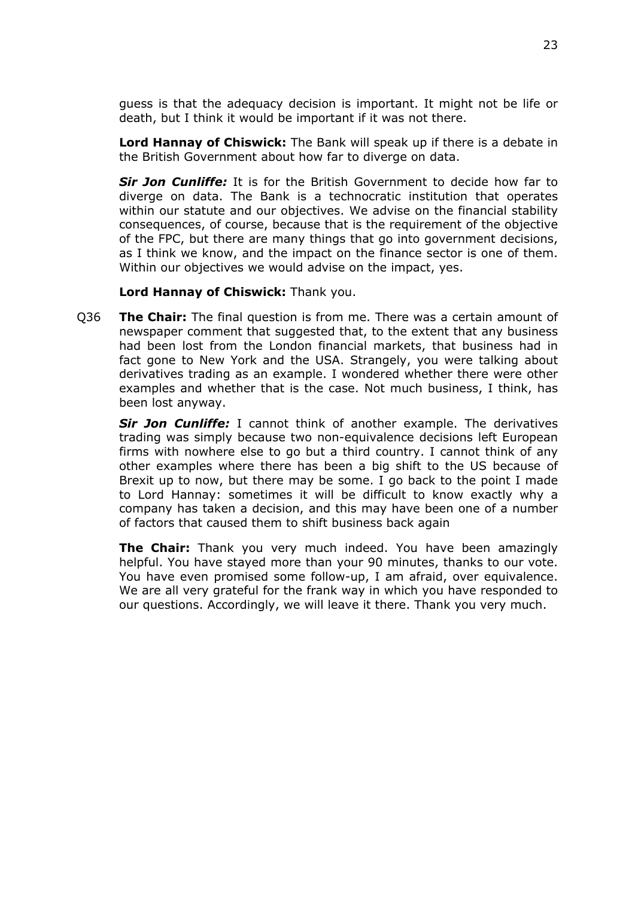guess is that the adequacy decision is important. It might not be life or death, but I think it would be important if it was not there.

**Lord Hannay of Chiswick:** The Bank will speak up if there is a debate in the British Government about how far to diverge on data.

***Sir Jon Cunliffe:*** It is for the British Government to decide how far to diverge on data. The Bank is a technocratic institution that operates within our statute and our objectives. We advise on the financial stability consequences, of course, because that is the requirement of the objective of the FPC, but there are many things that go into government decisions, as I think we know, and the impact on the finance sector is one of them. Within our objectives we would advise on the impact, yes.

**Lord Hannay of Chiswick:** Thank you.

Q36 **The Chair:** The final question is from me. There was a certain amount of newspaper comment that suggested that, to the extent that any business had been lost from the London financial markets, that business had in fact gone to New York and the USA. Strangely, you were talking about derivatives trading as an example. I wondered whether there were other examples and whether that is the case. Not much business, I think, has been lost anyway.

***Sir Jon Cunliffe:*** I cannot think of another example. The derivatives trading was simply because two non-equivalence decisions left European firms with nowhere else to go but a third country. I cannot think of any other examples where there has been a big shift to the US because of Brexit up to now, but there may be some. I go back to the point I made to Lord Hannay: sometimes it will be difficult to know exactly why a company has taken a decision, and this may have been one of a number of factors that caused them to shift business back again

**The Chair:** Thank you very much indeed. You have been amazingly helpful. You have stayed more than your 90 minutes, thanks to our vote. You have even promised some follow-up, I am afraid, over equivalence. We are all very grateful for the frank way in which you have responded to our questions. Accordingly, we will leave it there. Thank you very much.